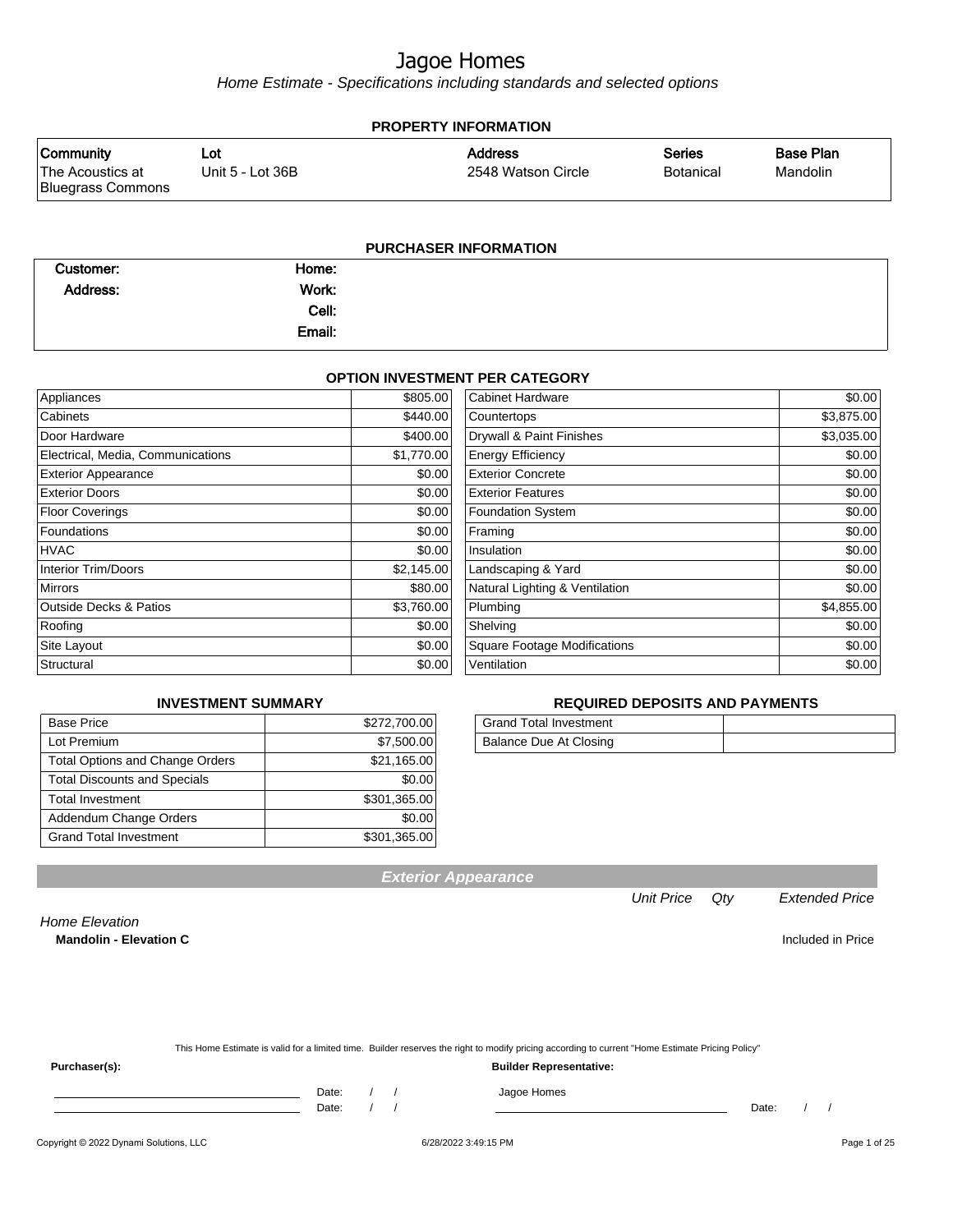# Jagoe Homes

*Home Estimate - Specifications including standards and selected options*

## PROPERTY INFORMATION

| Community | Lot | Address | Series | Base Plan |
|---|---|---|---|---|
| The Acoustics at Bluegrass Commons | Unit 5 - Lot 36B | 2548 Watson Circle | Botanical | Mandolin |

## PURCHASER INFORMATION

| | | | |
|---|---|---|---|
| Customer: | | Home: | |
| Address: | | Work: | |
| | | Cell: | |
| | | Email: | |

## OPTION INVESTMENT PER CATEGORY

| Category | Amount | Category | Amount |
|---|---|---|---|
| Appliances | $805.00 | Cabinet Hardware | $0.00 |
| Cabinets | $440.00 | Countertops | $3,875.00 |
| Door Hardware | $400.00 | Drywall & Paint Finishes | $3,035.00 |
| Electrical, Media, Communications | $1,770.00 | Energy Efficiency | $0.00 |
| Exterior Appearance | $0.00 | Exterior Concrete | $0.00 |
| Exterior Doors | $0.00 | Exterior Features | $0.00 |
| Floor Coverings | $0.00 | Foundation System | $0.00 |
| Foundations | $0.00 | Framing | $0.00 |
| HVAC | $0.00 | Insulation | $0.00 |
| Interior Trim/Doors | $2,145.00 | Landscaping & Yard | $0.00 |
| Mirrors | $80.00 | Natural Lighting & Ventilation | $0.00 |
| Outside Decks & Patios | $3,760.00 | Plumbing | $4,855.00 |
| Roofing | $0.00 | Shelving | $0.00 |
| Site Layout | $0.00 | Square Footage Modifications | $0.00 |
| Structural | $0.00 | Ventilation | $0.00 |

## INVESTMENT SUMMARY

| | |
|---|---|
| Base Price | $272,700.00 |
| Lot Premium | $7,500.00 |
| Total Options and Change Orders | $21,165.00 |
| Total Discounts and Specials | $0.00 |
| Total Investment | $301,365.00 |
| Addendum Change Orders | $0.00 |
| Grand Total Investment | $301,365.00 |

## REQUIRED DEPOSITS AND PAYMENTS

| | |
|---|---|
| Grand Total Investment | |
| Balance Due At Closing | |

## Exterior Appearance

| | Unit Price | Qty | Extended Price |
|---|---|---|---|
| *Home Elevation* | | | |
| **Mandolin - Elevation C** | | | Included in Price |

This Home Estimate is valid for a limited time. Builder reserves the right to modify pricing according to current "Home Estimate Pricing Policy"

**Purchaser(s):** 

\_\_\_\_\_\_\_\_\_\_\_\_\_\_\_\_\_\_\_\_ Date: / /

\_\_\_\_\_\_\_\_\_\_\_\_\_\_\_\_\_\_\_\_ Date: / /

**Builder Representative:**

Jagoe Homes

\_\_\_\_\_\_\_\_\_\_\_\_\_\_\_\_\_\_\_\_ Date: / /

Copyright © 2022 Dynami Solutions, LLC — 6/28/2022 3:49:15 PM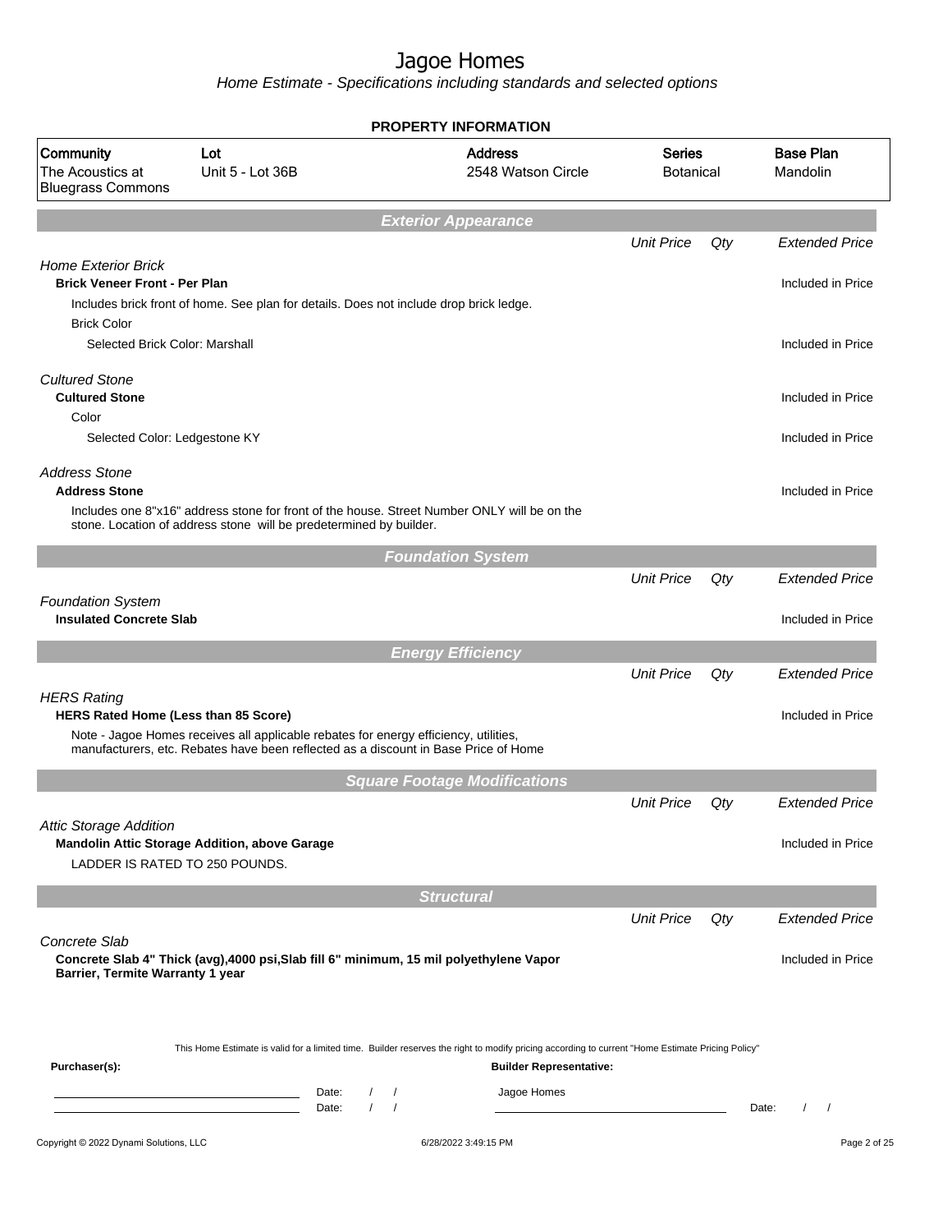# Jagoe Homes

*Home Estimate - Specifications including standards and selected options*

## PROPERTY INFORMATION

| Community | Lot | Address | Series | Base Plan |
|---|---|---|---|---|
| The Acoustics at Bluegrass Commons | Unit 5 - Lot 36B | 2548 Watson Circle | Botanical | Mandolin |

## *Exterior Appearance*

| | Unit Price | Qty | Extended Price |
|---|---|---|---|
| *Home Exterior Brick* | | | |
| **Brick Veneer Front - Per Plan** | | | Included in Price |
| Includes brick front of home. See plan for details. Does not include drop brick ledge. | | | |
| Brick Color | | | |
| Selected Brick Color: Marshall | | | Included in Price |
| *Cultured Stone* | | | |
| **Cultured Stone** | | | Included in Price |
| Color | | | |
| Selected Color: Ledgestone KY | | | Included in Price |
| *Address Stone* | | | |
| **Address Stone** | | | Included in Price |
| Includes one 8"x16" address stone for front of the house. Street Number ONLY will be on the stone. Location of address stone will be predetermined by builder. | | | |

## *Foundation System*

| | Unit Price | Qty | Extended Price |
|---|---|---|---|
| *Foundation System* | | | |
| **Insulated Concrete Slab** | | | Included in Price |

## *Energy Efficiency*

| | Unit Price | Qty | Extended Price |
|---|---|---|---|
| *HERS Rating* | | | |
| **HERS Rated Home (Less than 85 Score)** | | | Included in Price |
| Note - Jagoe Homes receives all applicable rebates for energy efficiency, utilities, manufacturers, etc. Rebates have been reflected as a discount in Base Price of Home | | | |

## *Square Footage Modifications*

| | Unit Price | Qty | Extended Price |
|---|---|---|---|
| *Attic Storage Addition* | | | |
| **Mandolin Attic Storage Addition, above Garage** | | | Included in Price |
| LADDER IS RATED TO 250 POUNDS. | | | |

## *Structural*

| | Unit Price | Qty | Extended Price |
|---|---|---|---|
| *Concrete Slab* | | | |
| **Concrete Slab 4" Thick (avg),4000 psi,Slab fill 6" minimum, 15 mil polyethylene Vapor Barrier, Termite Warranty 1 year** | | | Included in Price |

This Home Estimate is valid for a limited time. Builder reserves the right to modify pricing according to current "Home Estimate Pricing Policy"

**Purchaser(s):**

Date: / /

Date: / /

**Builder Representative:**

Jagoe Homes

Date: / /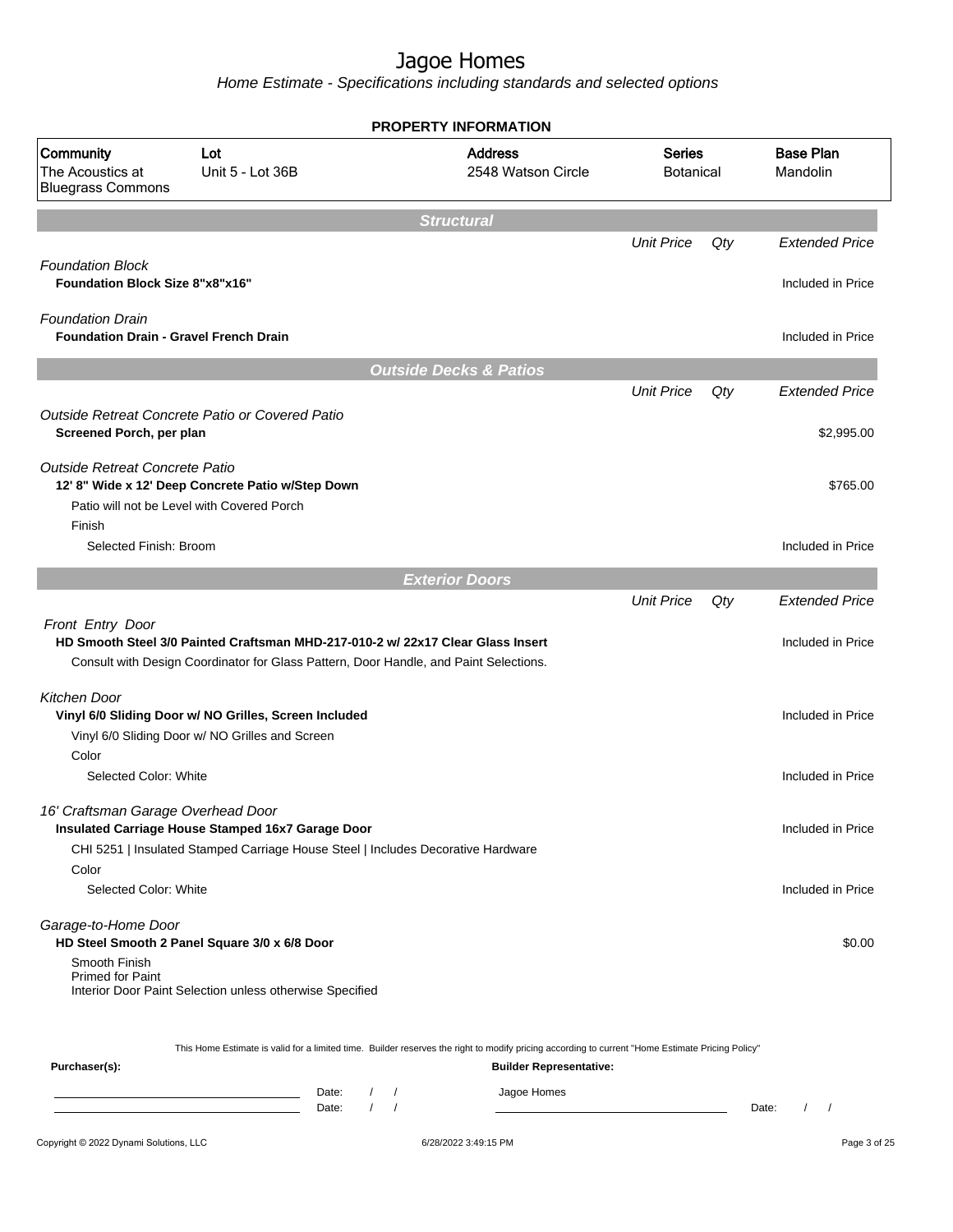# Jagoe Homes

*Home Estimate - Specifications including standards and selected options*

## PROPERTY INFORMATION

| Community | Lot | Address | Series | Base Plan |
|---|---|---|---|---|
| The Acoustics at Bluegrass Commons | Unit 5 - Lot 36B | 2548 Watson Circle | Botanical | Mandolin |

## Structural

| | Unit Price | Qty | Extended Price |
|---|---|---|---|
| *Foundation Block* | | | |
| **Foundation Block Size 8"x8"x16"** | | | Included in Price |
| *Foundation Drain* | | | |
| **Foundation Drain - Gravel French Drain** | | | Included in Price |

## Outside Decks & Patios

| | Unit Price | Qty | Extended Price |
|---|---|---|---|
| *Outside Retreat Concrete Patio or Covered Patio* | | | |
| **Screened Porch, per plan** | | | $2,995.00 |
| *Outside Retreat Concrete Patio* | | | |
| **12' 8" Wide x 12' Deep Concrete Patio w/Step Down** | | | $765.00 |
| Patio will not be Level with Covered Porch | | | |
| Finish | | | |
| Selected Finish: Broom | | | Included in Price |

## Exterior Doors

| | Unit Price | Qty | Extended Price |
|---|---|---|---|
| *Front Entry Door* | | | |
| **HD Smooth Steel 3/0 Painted Craftsman MHD-217-010-2 w/ 22x17 Clear Glass Insert** | | | Included in Price |
| Consult with Design Coordinator for Glass Pattern, Door Handle, and Paint Selections. | | | |
| *Kitchen Door* | | | |
| **Vinyl 6/0 Sliding Door w/ NO Grilles, Screen Included** | | | Included in Price |
| Vinyl 6/0 Sliding Door w/ NO Grilles and Screen | | | |
| Color | | | |
| Selected Color: White | | | Included in Price |
| *16' Craftsman Garage Overhead Door* | | | |
| **Insulated Carriage House Stamped 16x7 Garage Door** | | | Included in Price |
| CHI 5251 \| Insulated Stamped Carriage House Steel \| Includes Decorative Hardware | | | |
| Color | | | |
| Selected Color: White | | | Included in Price |
| *Garage-to-Home Door* | | | |
| **HD Steel Smooth 2 Panel Square 3/0 x 6/8 Door** | | | $0.00 |
| Smooth Finish<br>Primed for Paint<br>Interior Door Paint Selection unless otherwise Specified | | | |

This Home Estimate is valid for a limited time. Builder reserves the right to modify pricing according to current "Home Estimate Pricing Policy"

**Purchaser(s):**

Date: / /

Date: / /

**Builder Representative:**

Jagoe Homes

Date: / /

Copyright © 2022 Dynami Solutions, LLC — 6/28/2022 3:49:15 PM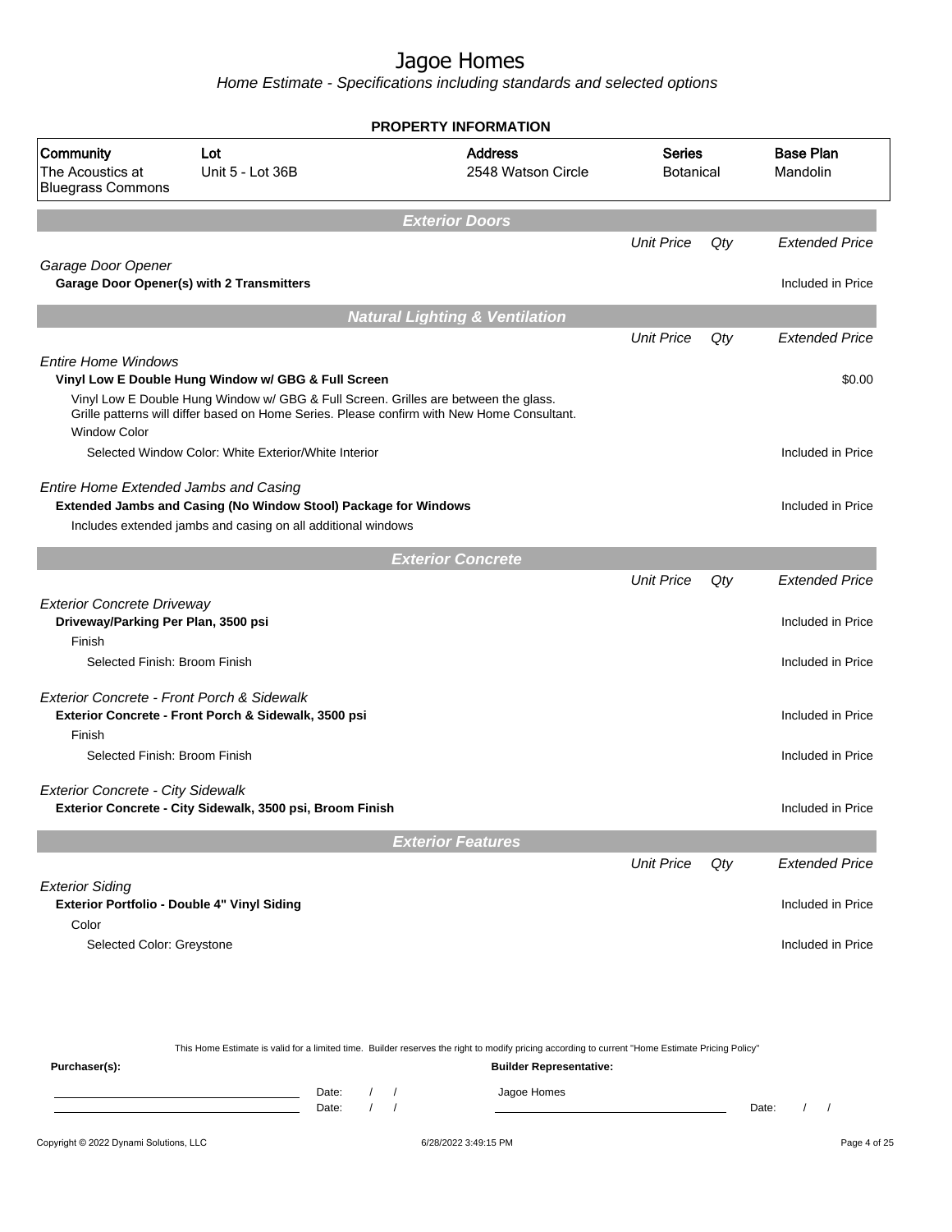# Jagoe Homes

*Home Estimate - Specifications including standards and selected options*

**PROPERTY INFORMATION**

| Community | Lot | Address | Series | Base Plan |
|---|---|---|---|---|
| The Acoustics at Bluegrass Commons | Unit 5 - Lot 36B | 2548 Watson Circle | Botanical | Mandolin |

## *Exterior Doors*

| | Unit Price | Qty | Extended Price |
|---|---|---|---|
| *Garage Door Opener* | | | |
| **Garage Door Opener(s) with 2 Transmitters** | | | Included in Price |

## *Natural Lighting & Ventilation*

| | Unit Price | Qty | Extended Price |
|---|---|---|---|
| *Entire Home Windows* | | | |
| **Vinyl Low E Double Hung Window w/ GBG & Full Screen** | | | $0.00 |
| Vinyl Low E Double Hung Window w/ GBG & Full Screen. Grilles are between the glass. Grille patterns will differ based on Home Series. Please confirm with New Home Consultant. | | | |
| Window Color | | | |
| Selected Window Color: White Exterior/White Interior | | | Included in Price |
| *Entire Home Extended Jambs and Casing* | | | |
| **Extended Jambs and Casing (No Window Stool) Package for Windows** | | | Included in Price |
| Includes extended jambs and casing on all additional windows | | | |

## *Exterior Concrete*

| | Unit Price | Qty | Extended Price |
|---|---|---|---|
| *Exterior Concrete Driveway* | | | |
| **Driveway/Parking Per Plan, 3500 psi** | | | Included in Price |
| Finish | | | |
| Selected Finish: Broom Finish | | | Included in Price |
| *Exterior Concrete - Front Porch & Sidewalk* | | | |
| **Exterior Concrete - Front Porch & Sidewalk, 3500 psi** | | | Included in Price |
| Finish | | | |
| Selected Finish: Broom Finish | | | Included in Price |
| *Exterior Concrete - City Sidewalk* | | | |
| **Exterior Concrete - City Sidewalk, 3500 psi, Broom Finish** | | | Included in Price |

## *Exterior Features*

| | Unit Price | Qty | Extended Price |
|---|---|---|---|
| *Exterior Siding* | | | |
| **Exterior Portfolio - Double 4" Vinyl Siding** | | | Included in Price |
| Color | | | |
| Selected Color: Greystone | | | Included in Price |

This Home Estimate is valid for a limited time. Builder reserves the right to modify pricing according to current "Home Estimate Pricing Policy"

**Purchaser(s):** **Builder Representative:**

Date: / / Jagoe Homes

Date: / / Date: / /

Copyright © 2022 Dynami Solutions, LLC 6/28/2022 3:49:15 PM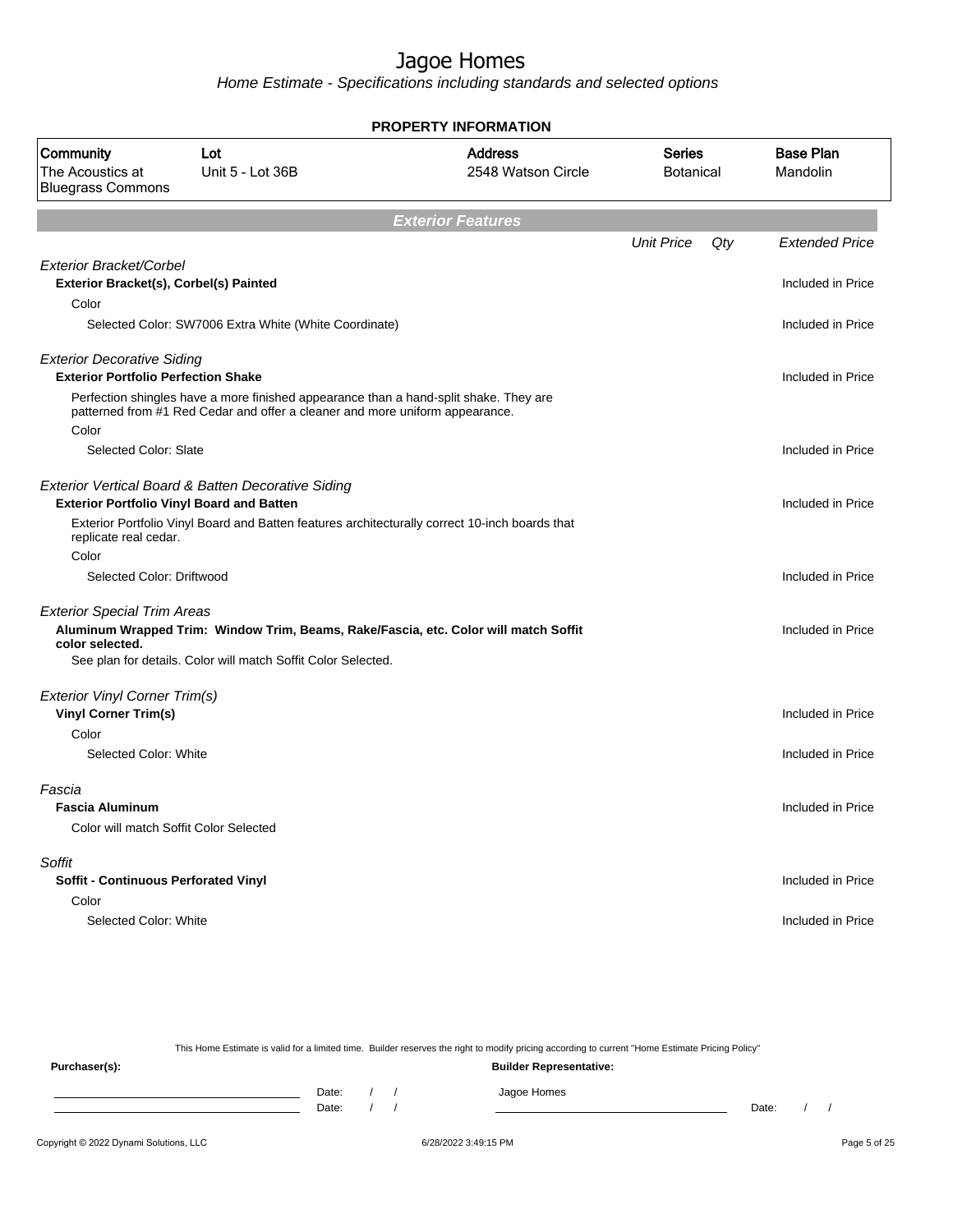# Jagoe Homes

*Home Estimate - Specifications including standards and selected options*

## PROPERTY INFORMATION

| Community | Lot | Address | Series | Base Plan |
|---|---|---|---|---|
| The Acoustics at Bluegrass Commons | Unit 5 - Lot 36B | 2548 Watson Circle | Botanical | Mandolin |

## *Exterior Features*

| | Unit Price | Qty | Extended Price |
|---|---|---|---|
| *Exterior Bracket/Corbel* | | | |
| **Exterior Bracket(s), Corbel(s) Painted** | | | Included in Price |
| Color | | | |
| Selected Color: SW7006 Extra White (White Coordinate) | | | Included in Price |
| *Exterior Decorative Siding* | | | |
| **Exterior Portfolio Perfection Shake** | | | Included in Price |
| Perfection shingles have a more finished appearance than a hand-split shake. They are patterned from #1 Red Cedar and offer a cleaner and more uniform appearance. | | | |
| Color | | | |
| Selected Color: Slate | | | Included in Price |
| *Exterior Vertical Board & Batten Decorative Siding* | | | |
| **Exterior Portfolio Vinyl Board and Batten** | | | Included in Price |
| Exterior Portfolio Vinyl Board and Batten features architecturally correct 10-inch boards that replicate real cedar. | | | |
| Color | | | |
| Selected Color: Driftwood | | | Included in Price |
| *Exterior Special Trim Areas* | | | |
| **Aluminum Wrapped Trim: Window Trim, Beams, Rake/Fascia, etc. Color will match Soffit color selected.** | | | Included in Price |
| See plan for details. Color will match Soffit Color Selected. | | | |
| *Exterior Vinyl Corner Trim(s)* | | | |
| **Vinyl Corner Trim(s)** | | | Included in Price |
| Color | | | |
| Selected Color: White | | | Included in Price |
| *Fascia* | | | |
| **Fascia Aluminum** | | | Included in Price |
| Color will match Soffit Color Selected | | | |
| *Soffit* | | | |
| **Soffit - Continuous Perforated Vinyl** | | | Included in Price |
| Color | | | |
| Selected Color: White | | | Included in Price |

This Home Estimate is valid for a limited time. Builder reserves the right to modify pricing according to current "Home Estimate Pricing Policy"

**Purchaser(s):** Date: / / Date: / /

**Builder Representative:** Jagoe Homes Date: / /

Copyright © 2022 Dynami Solutions, LLC 6/28/2022 3:49:15 PM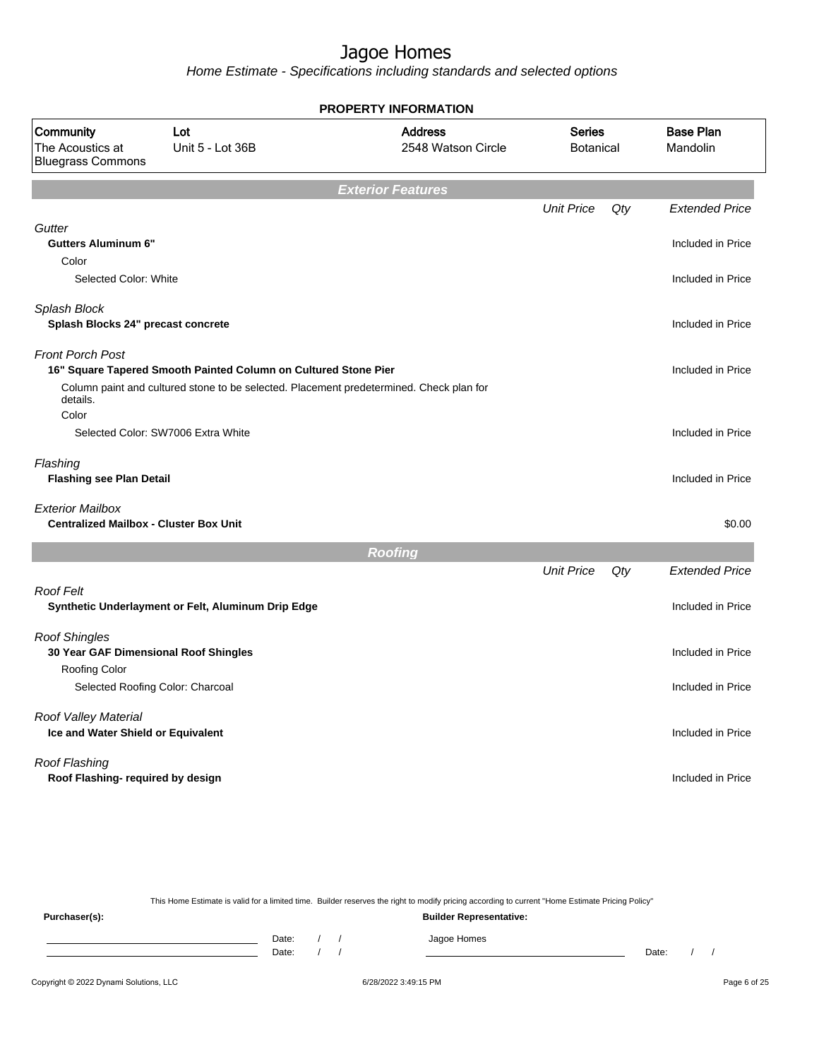# Jagoe Homes

*Home Estimate - Specifications including standards and selected options*

**PROPERTY INFORMATION**

| Community | Lot | Address | Series | Base Plan |
|---|---|---|---|---|
| The Acoustics at Bluegrass Commons | Unit 5 - Lot 36B | 2548 Watson Circle | Botanical | Mandolin |

## Exterior Features

| | Unit Price | Qty | Extended Price |
|---|---|---|---|
| *Gutter* | | | |
| **Gutters Aluminum 6"** | | | Included in Price |
| Color | | | |
| Selected Color: White | | | Included in Price |
| *Splash Block* | | | |
| **Splash Blocks 24" precast concrete** | | | Included in Price |
| *Front Porch Post* | | | |
| **16" Square Tapered Smooth Painted Column on Cultured Stone Pier** | | | Included in Price |
| Column paint and cultured stone to be selected. Placement predetermined. Check plan for details. | | | |
| Color | | | |
| Selected Color: SW7006 Extra White | | | Included in Price |
| *Flashing* | | | |
| **Flashing see Plan Detail** | | | Included in Price |
| *Exterior Mailbox* | | | |
| **Centralized Mailbox - Cluster Box Unit** | | | $0.00 |

## Roofing

| | Unit Price | Qty | Extended Price |
|---|---|---|---|
| *Roof Felt* | | | |
| **Synthetic Underlayment or Felt, Aluminum Drip Edge** | | | Included in Price |
| *Roof Shingles* | | | |
| **30 Year GAF Dimensional Roof Shingles** | | | Included in Price |
| Roofing Color | | | |
| Selected Roofing Color: Charcoal | | | Included in Price |
| *Roof Valley Material* | | | |
| **Ice and Water Shield or Equivalent** | | | Included in Price |
| *Roof Flashing* | | | |
| **Roof Flashing- required by design** | | | Included in Price |

This Home Estimate is valid for a limited time. Builder reserves the right to modify pricing according to current "Home Estimate Pricing Policy"

**Purchaser(s):**

Date: / /

Date: / /

**Builder Representative:**

Jagoe Homes

Date: / /

Copyright © 2022 Dynami Solutions, LLC — 6/28/2022 3:49:15 PM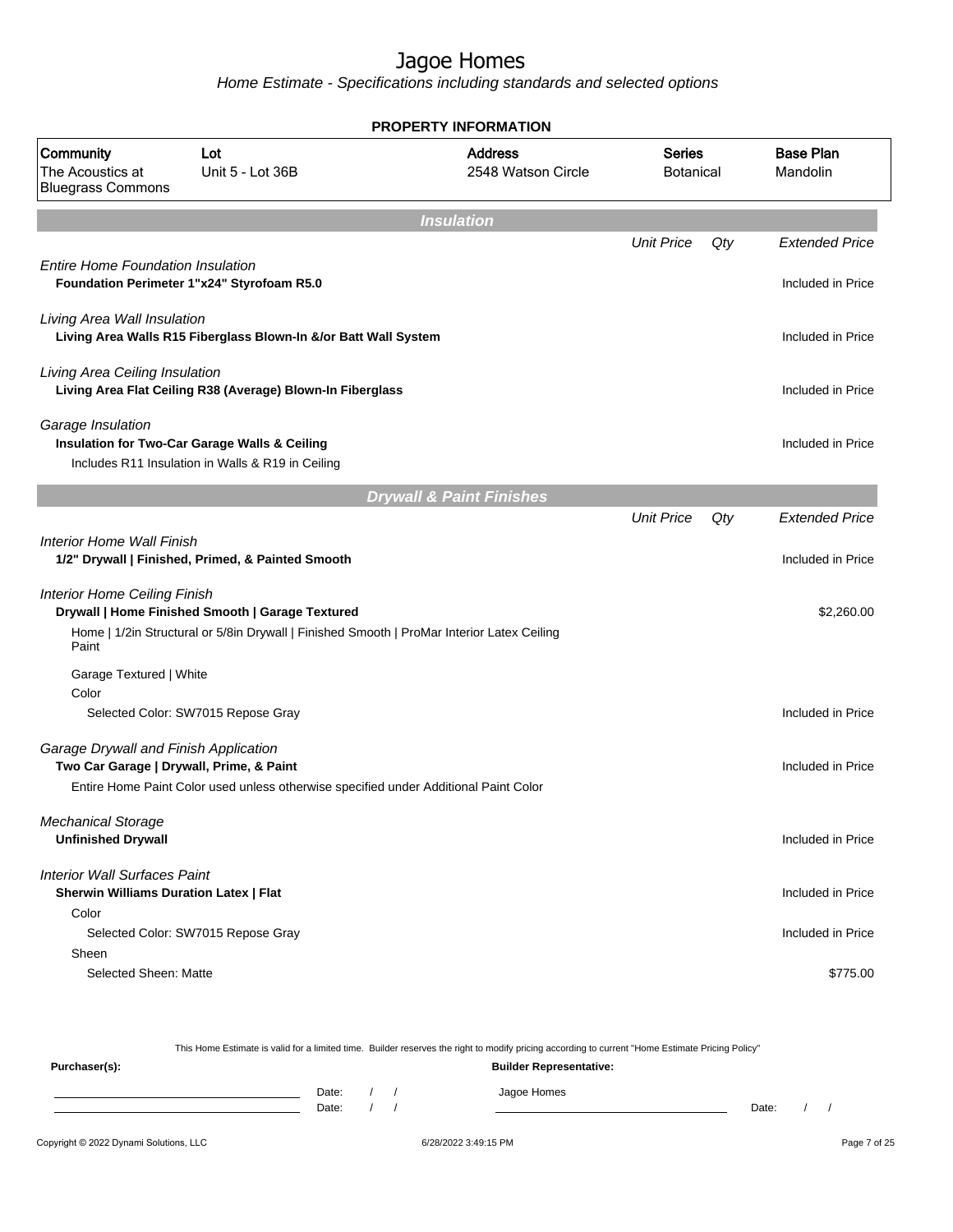# Jagoe Homes

*Home Estimate - Specifications including standards and selected options*

**PROPERTY INFORMATION**

| Community | Lot | Address | Series | Base Plan |
|---|---|---|---|---|
| The Acoustics at Bluegrass Commons | Unit 5 - Lot 36B | 2548 Watson Circle | Botanical | Mandolin |

## Insulation

| | Unit Price | Qty | Extended Price |
|---|---|---|---|
| *Entire Home Foundation Insulation* | | | |
| **Foundation Perimeter 1"x24" Styrofoam R5.0** | | | Included in Price |
| *Living Area Wall Insulation* | | | |
| **Living Area Walls R15 Fiberglass Blown-In &/or Batt Wall System** | | | Included in Price |
| *Living Area Ceiling Insulation* | | | |
| **Living Area Flat Ceiling R38 (Average) Blown-In Fiberglass** | | | Included in Price |
| *Garage Insulation* | | | |
| **Insulation for Two-Car Garage Walls & Ceiling** | | | Included in Price |
| Includes R11 Insulation in Walls & R19 in Ceiling | | | |

## Drywall & Paint Finishes

| | Unit Price | Qty | Extended Price |
|---|---|---|---|
| *Interior Home Wall Finish* | | | |
| **1/2" Drywall \| Finished, Primed, & Painted Smooth** | | | Included in Price |
| *Interior Home Ceiling Finish* | | | |
| **Drywall \| Home Finished Smooth \| Garage Textured** | | | $2,260.00 |
| Home \| 1/2in Structural or 5/8in Drywall \| Finished Smooth \| ProMar Interior Latex Ceiling Paint | | | |
| Garage Textured \| White | | | |
| Color | | | |
| Selected Color: SW7015 Repose Gray | | | Included in Price |
| *Garage Drywall and Finish Application* | | | |
| **Two Car Garage \| Drywall, Prime, & Paint** | | | Included in Price |
| Entire Home Paint Color used unless otherwise specified under Additional Paint Color | | | |
| *Mechanical Storage* | | | |
| **Unfinished Drywall** | | | Included in Price |
| *Interior Wall Surfaces Paint* | | | |
| **Sherwin Williams Duration Latex \| Flat** | | | Included in Price |
| Color | | | |
| Selected Color: SW7015 Repose Gray | | | Included in Price |
| Sheen | | | |
| Selected Sheen: Matte | | | $775.00 |

This Home Estimate is valid for a limited time. Builder reserves the right to modify pricing according to current "Home Estimate Pricing Policy"

**Purchaser(s):** Date: / / Date: / /

**Builder Representative:** Jagoe Homes Date: / /

Copyright © 2022 Dynami Solutions, LLC 6/28/2022 3:49:15 PM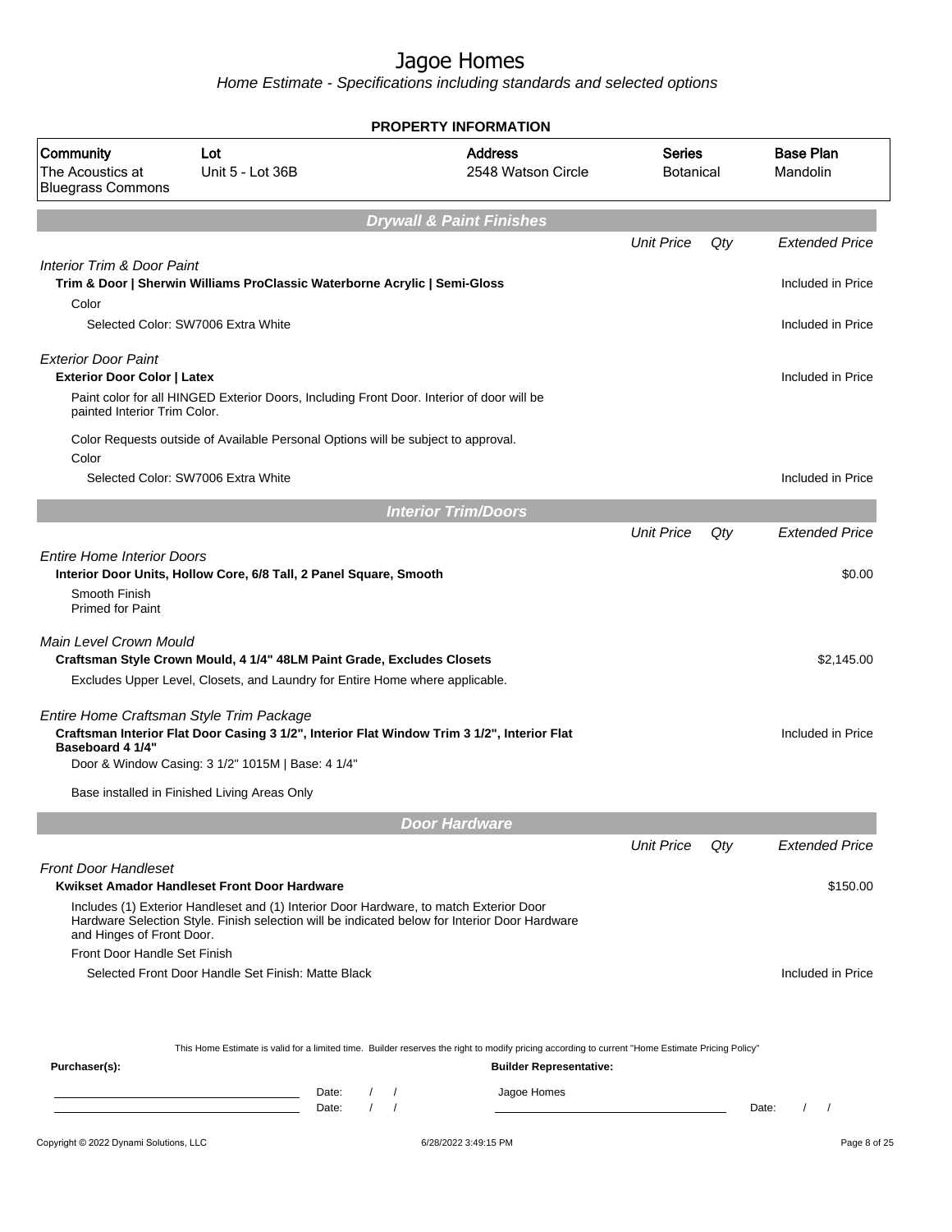# Jagoe Homes

*Home Estimate - Specifications including standards and selected options*

## PROPERTY INFORMATION

| Community | Lot | Address | Series | Base Plan |
|---|---|---|---|---|
| The Acoustics at Bluegrass Commons | Unit 5 - Lot 36B | 2548 Watson Circle | Botanical | Mandolin |

## Drywall & Paint Finishes

| | Unit Price | Qty | Extended Price |
|---|---|---|---|
| *Interior Trim & Door Paint* | | | |
| **Trim & Door \| Sherwin Williams ProClassic Waterborne Acrylic \| Semi-Gloss** | | | Included in Price |
| Color | | | |
| Selected Color: SW7006 Extra White | | | Included in Price |
| *Exterior Door Paint* | | | |
| **Exterior Door Color \| Latex** | | | Included in Price |
| Paint color for all HINGED Exterior Doors, Including Front Door. Interior of door will be painted Interior Trim Color. | | | |
| Color Requests outside of Available Personal Options will be subject to approval. | | | |
| Color | | | |
| Selected Color: SW7006 Extra White | | | Included in Price |

## Interior Trim/Doors

| | Unit Price | Qty | Extended Price |
|---|---|---|---|
| *Entire Home Interior Doors* | | | |
| **Interior Door Units, Hollow Core, 6/8 Tall, 2 Panel Square, Smooth** | | | $0.00 |
| Smooth Finish<br>Primed for Paint | | | |
| *Main Level Crown Mould* | | | |
| **Craftsman Style Crown Mould, 4 1/4" 48LM Paint Grade, Excludes Closets** | | | $2,145.00 |
| Excludes Upper Level, Closets, and Laundry for Entire Home where applicable. | | | |
| *Entire Home Craftsman Style Trim Package* | | | |
| **Craftsman Interior Flat Door Casing 3 1/2", Interior Flat Window Trim 3 1/2", Interior Flat Baseboard 4 1/4"** | | | Included in Price |
| Door & Window Casing: 3 1/2" 1015M \| Base: 4 1/4" | | | |
| Base installed in Finished Living Areas Only | | | |

## Door Hardware

| | Unit Price | Qty | Extended Price |
|---|---|---|---|
| *Front Door Handleset* | | | |
| **Kwikset Amador Handleset Front Door Hardware** | | | $150.00 |
| Includes (1) Exterior Handleset and (1) Interior Door Hardware, to match Exterior Door Hardware Selection Style. Finish selection will be indicated below for Interior Door Hardware and Hinges of Front Door. | | | |
| Front Door Handle Set Finish | | | |
| Selected Front Door Handle Set Finish: Matte Black | | | Included in Price |

This Home Estimate is valid for a limited time. Builder reserves the right to modify pricing according to current "Home Estimate Pricing Policy"

**Purchaser(s):**

Date: / /

Date: / /

**Builder Representative:**

Jagoe Homes

Date: / /

Copyright © 2022 Dynami Solutions, LLC — 6/28/2022 3:49:15 PM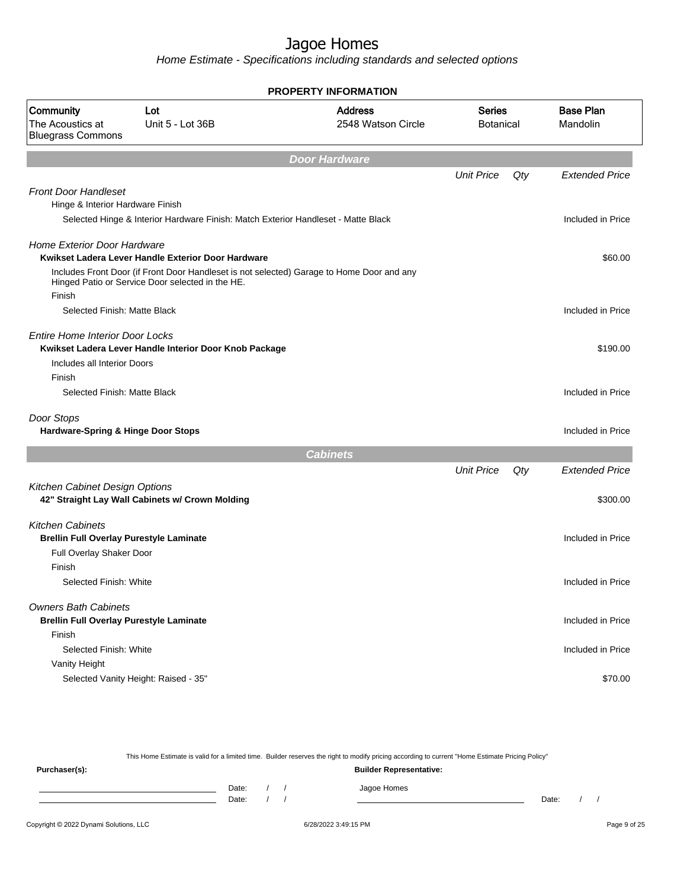# Jagoe Homes

Home Estimate - Specifications including standards and selected options

**PROPERTY INFORMATION**

| Community | Lot | Address | Series | Base Plan |
|---|---|---|---|---|
| The Acoustics at Bluegrass Commons | Unit 5 - Lot 36B | 2548 Watson Circle | Botanical | Mandolin |

## Door Hardware

| | Unit Price | Qty | Extended Price |
|---|---|---|---|
| *Front Door Handleset* | | | |
| Hinge & Interior Hardware Finish | | | |
| Selected Hinge & Interior Hardware Finish: Match Exterior Handleset - Matte Black | | | Included in Price |
| *Home Exterior Door Hardware* | | | |
| **Kwikset Ladera Lever Handle Exterior Door Hardware** | | | $60.00 |
| Includes Front Door (if Front Door Handleset is not selected) Garage to Home Door and any Hinged Patio or Service Door selected in the HE. | | | |
| Finish | | | |
| Selected Finish: Matte Black | | | Included in Price |
| *Entire Home Interior Door Locks* | | | |
| **Kwikset Ladera Lever Handle Interior Door Knob Package** | | | $190.00 |
| Includes all Interior Doors | | | |
| Finish | | | |
| Selected Finish: Matte Black | | | Included in Price |
| *Door Stops* | | | |
| **Hardware-Spring & Hinge Door Stops** | | | Included in Price |

## Cabinets

| | Unit Price | Qty | Extended Price |
|---|---|---|---|
| *Kitchen Cabinet Design Options* | | | |
| **42" Straight Lay Wall Cabinets w/ Crown Molding** | | | $300.00 |
| *Kitchen Cabinets* | | | |
| **Brellin Full Overlay Purestyle Laminate** | | | Included in Price |
| Full Overlay Shaker Door | | | |
| Finish | | | |
| Selected Finish: White | | | Included in Price |
| *Owners Bath Cabinets* | | | |
| **Brellin Full Overlay Purestyle Laminate** | | | Included in Price |
| Finish | | | |
| Selected Finish: White | | | Included in Price |
| Vanity Height | | | |
| Selected Vanity Height: Raised - 35" | | | $70.00 |

This Home Estimate is valid for a limited time. Builder reserves the right to modify pricing according to current "Home Estimate Pricing Policy"

**Purchaser(s):** Date: / / Date: / /

**Builder Representative:** Jagoe Homes Date: / /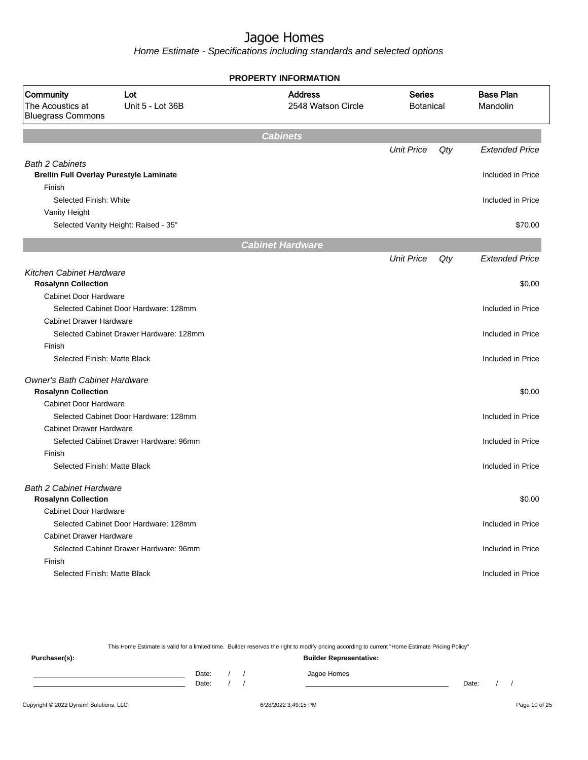# Jagoe Homes

*Home Estimate - Specifications including standards and selected options*

**PROPERTY INFORMATION**

| Community | Lot | Address | Series | Base Plan |
|---|---|---|---|---|
| The Acoustics at Bluegrass Commons | Unit 5 - Lot 36B | 2548 Watson Circle | Botanical | Mandolin |

## Cabinets

| | Unit Price | Qty | Extended Price |
|---|---|---|---|
| *Bath 2 Cabinets* | | | |
| **Brellin Full Overlay Purestyle Laminate** | | | Included in Price |
| Finish | | | |
| Selected Finish: White | | | Included in Price |
| Vanity Height | | | |
| Selected Vanity Height: Raised - 35" | | | $70.00 |

## Cabinet Hardware

| | Unit Price | Qty | Extended Price |
|---|---|---|---|
| *Kitchen Cabinet Hardware* | | | |
| **Rosalynn Collection** | | | $0.00 |
| Cabinet Door Hardware | | | |
| Selected Cabinet Door Hardware: 128mm | | | Included in Price |
| Cabinet Drawer Hardware | | | |
| Selected Cabinet Drawer Hardware: 128mm | | | Included in Price |
| Finish | | | |
| Selected Finish: Matte Black | | | Included in Price |
| *Owner's Bath Cabinet Hardware* | | | |
| **Rosalynn Collection** | | | $0.00 |
| Cabinet Door Hardware | | | |
| Selected Cabinet Door Hardware: 128mm | | | Included in Price |
| Cabinet Drawer Hardware | | | |
| Selected Cabinet Drawer Hardware: 96mm | | | Included in Price |
| Finish | | | |
| Selected Finish: Matte Black | | | Included in Price |
| *Bath 2 Cabinet Hardware* | | | |
| **Rosalynn Collection** | | | $0.00 |
| Cabinet Door Hardware | | | |
| Selected Cabinet Door Hardware: 128mm | | | Included in Price |
| Cabinet Drawer Hardware | | | |
| Selected Cabinet Drawer Hardware: 96mm | | | Included in Price |
| Finish | | | |
| Selected Finish: Matte Black | | | Included in Price |

This Home Estimate is valid for a limited time. Builder reserves the right to modify pricing according to current "Home Estimate Pricing Policy"

**Purchaser(s):**

Date: / /

Date: / /

**Builder Representative:**

Jagoe Homes

Date: / /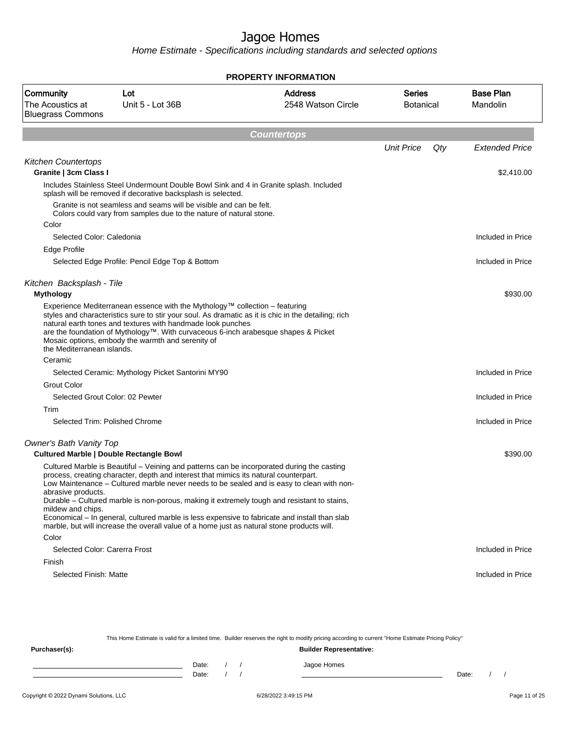# Jagoe Homes

Home Estimate - Specifications including standards and selected options

**PROPERTY INFORMATION**

| Community | Lot | Address | Series | Base Plan |
|---|---|---|---|---|
| The Acoustics at Bluegrass Commons | Unit 5 - Lot 36B | 2548 Watson Circle | Botanical | Mandolin |

## Countertops

| | Unit Price | Qty | Extended Price |
|---|---|---|---|
| *Kitchen Countertops* | | | |
| **Granite \| 3cm Class I** | | | $2,410.00 |
| Includes Stainless Steel Undermount Double Bowl Sink and 4 in Granite splash. Included splash will be removed if decorative backsplash is selected. | | | |
| Granite is not seamless and seams will be visible and can be felt. Colors could vary from samples due to the nature of natural stone. | | | |
| Color | | | |
| Selected Color: Caledonia | | | Included in Price |
| Edge Profile | | | |
| Selected Edge Profile: Pencil Edge Top & Bottom | | | Included in Price |
| *Kitchen Backsplash - Tile* | | | |
| **Mythology** | | | $930.00 |
| Experience Mediterranean essence with the Mythology™ collection – featuring styles and characteristics sure to stir your soul. As dramatic as it is chic in the detailing; rich natural earth tones and textures with handmade look punches are the foundation of Mythology™. With curvaceous 6-inch arabesque shapes & Picket Mosaic options, embody the warmth and serenity of the Mediterranean islands. | | | |
| Ceramic | | | |
| Selected Ceramic: Mythology Picket Santorini MY90 | | | Included in Price |
| Grout Color | | | |
| Selected Grout Color: 02 Pewter | | | Included in Price |
| Trim | | | |
| Selected Trim: Polished Chrome | | | Included in Price |
| *Owner's Bath Vanity Top* | | | |
| **Cultured Marble \| Double Rectangle Bowl** | | | $390.00 |
| Cultured Marble is Beautiful – Veining and patterns can be incorporated during the casting process, creating character, depth and interest that mimics its natural counterpart. Low Maintenance – Cultured marble never needs to be sealed and is easy to clean with non-abrasive products. Durable – Cultured marble is non-porous, making it extremely tough and resistant to stains, mildew and chips. Economical – In general, cultured marble is less expensive to fabricate and install than slab marble, but will increase the overall value of a home just as natural stone products will. | | | |
| Color | | | |
| Selected Color: Carerra Frost | | | Included in Price |
| Finish | | | |
| Selected Finish: Matte | | | Included in Price |

This Home Estimate is valid for a limited time. Builder reserves the right to modify pricing according to current "Home Estimate Pricing Policy"

**Purchaser(s):**

Date: / /

Date: / /

**Builder Representative:**

Jagoe Homes

Date: / /

Copyright © 2022 Dynami Solutions, LLC — 6/28/2022 3:49:15 PM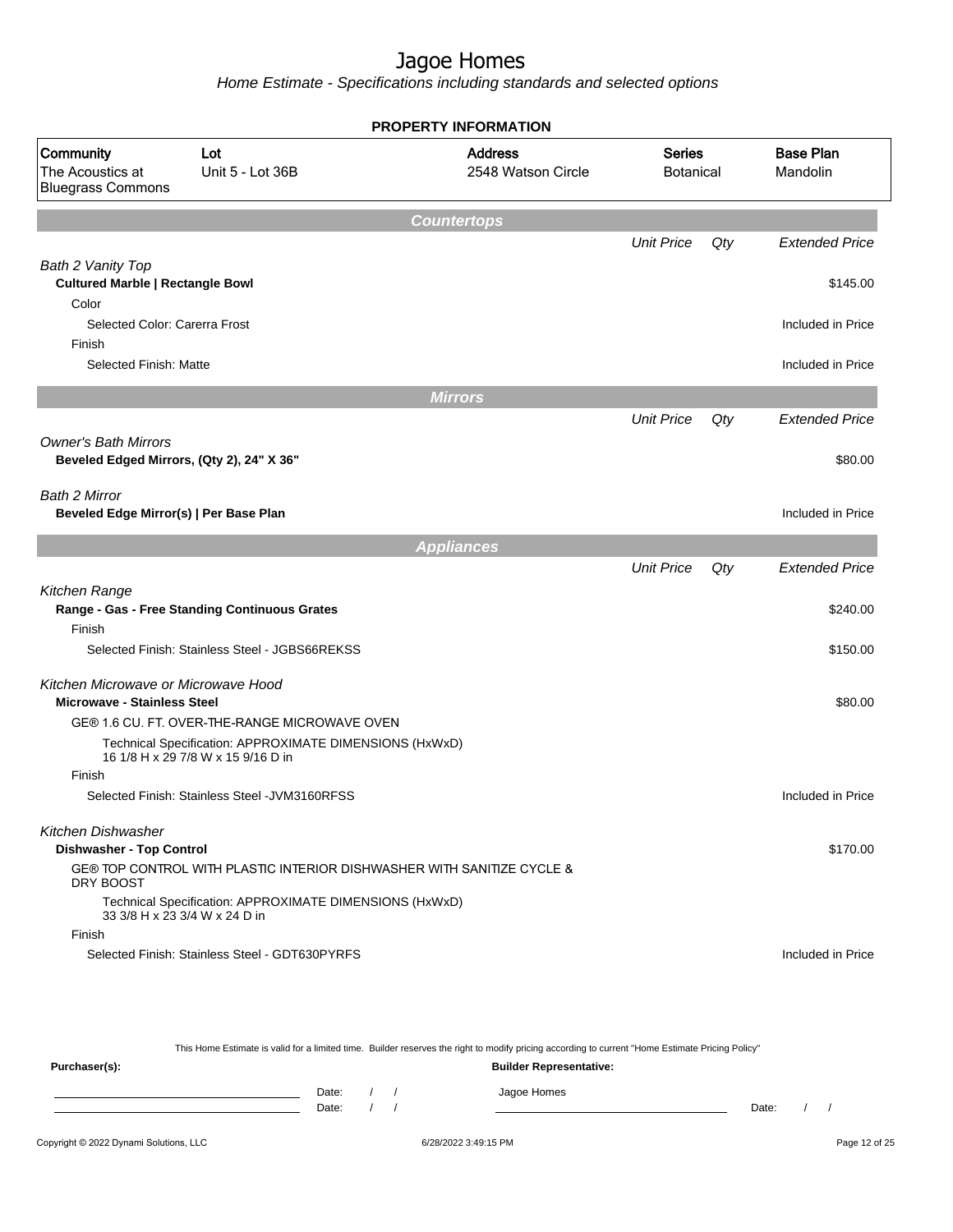# Jagoe Homes

*Home Estimate - Specifications including standards and selected options*

## PROPERTY INFORMATION

| Community | Lot | Address | Series | Base Plan |
|---|---|---|---|---|
| The Acoustics at Bluegrass Commons | Unit 5 - Lot 36B | 2548 Watson Circle | Botanical | Mandolin |

### Countertops

| | Unit Price | Qty | Extended Price |
|---|---|---|---|
| *Bath 2 Vanity Top* | | | |
| **Cultured Marble \| Rectangle Bowl** | | | $145.00 |
| Color | | | |
| Selected Color: Carerra Frost | | | Included in Price |
| Finish | | | |
| Selected Finish: Matte | | | Included in Price |

### Mirrors

| | Unit Price | Qty | Extended Price |
|---|---|---|---|
| *Owner's Bath Mirrors* | | | |
| **Beveled Edged Mirrors, (Qty 2), 24" X 36"** | | | $80.00 |
| *Bath 2 Mirror* | | | |
| **Beveled Edge Mirror(s) \| Per Base Plan** | | | Included in Price |

### Appliances

| | Unit Price | Qty | Extended Price |
|---|---|---|---|
| *Kitchen Range* | | | |
| **Range - Gas - Free Standing Continuous Grates** | | | $240.00 |
| Finish | | | |
| Selected Finish: Stainless Steel - JGBS66REKSS | | | $150.00 |
| *Kitchen Microwave or Microwave Hood* | | | |
| **Microwave - Stainless Steel** | | | $80.00 |
| GE® 1.6 CU. FT. OVER-THE-RANGE MICROWAVE OVEN | | | |
| Technical Specification: APPROXIMATE DIMENSIONS (HxWxD) 16 1/8 H x 29 7/8 W x 15 9/16 D in | | | |
| Finish | | | |
| Selected Finish: Stainless Steel -JVM3160RFSS | | | Included in Price |
| *Kitchen Dishwasher* | | | |
| **Dishwasher - Top Control** | | | $170.00 |
| GE® TOP CONTROL WITH PLASTIC INTERIOR DISHWASHER WITH SANITIZE CYCLE & DRY BOOST | | | |
| Technical Specification: APPROXIMATE DIMENSIONS (HxWxD) 33 3/8 H x 23 3/4 W x 24 D in | | | |
| Finish | | | |
| Selected Finish: Stainless Steel - GDT630PYRFS | | | Included in Price |

This Home Estimate is valid for a limited time. Builder reserves the right to modify pricing according to current "Home Estimate Pricing Policy"

**Purchaser(s):**

______________________ Date: / /

______________________ Date: / /

**Builder Representative:**

Jagoe Homes

______________________ Date: / /

Copyright © 2022 Dynami Solutions, LLC — 6/28/2022 3:49:15 PM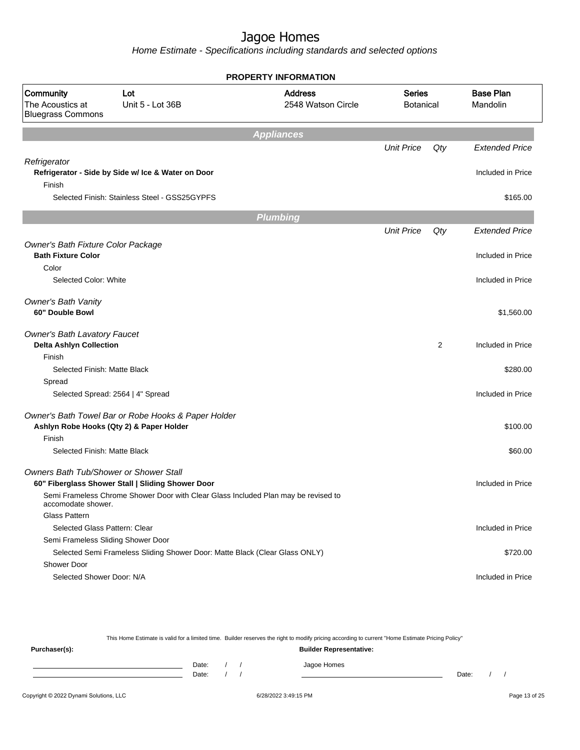# Jagoe Homes

*Home Estimate - Specifications including standards and selected options*

## PROPERTY INFORMATION

| Community | Lot | Address | Series | Base Plan |
|---|---|---|---|---|
| The Acoustics at Bluegrass Commons | Unit 5 - Lot 36B | 2548 Watson Circle | Botanical | Mandolin |

### Appliances

| | Unit Price | Qty | Extended Price |
|---|---|---|---|
| *Refrigerator* | | | |
| **Refrigerator - Side by Side w/ Ice & Water on Door** | | | Included in Price |
| Finish | | | |
| Selected Finish: Stainless Steel - GSS25GYPFS | | | $165.00 |

### Plumbing

| | Unit Price | Qty | Extended Price |
|---|---|---|---|
| *Owner's Bath Fixture Color Package* | | | |
| **Bath Fixture Color** | | | Included in Price |
| Color | | | |
| Selected Color: White | | | Included in Price |
| *Owner's Bath Vanity* | | | |
| **60" Double Bowl** | | | $1,560.00 |
| *Owner's Bath Lavatory Faucet* | | | |
| **Delta Ashlyn Collection** | | 2 | Included in Price |
| Finish | | | |
| Selected Finish: Matte Black | | | $280.00 |
| Spread | | | |
| Selected Spread: 2564 \| 4" Spread | | | Included in Price |
| *Owner's Bath Towel Bar or Robe Hooks & Paper Holder* | | | |
| **Ashlyn Robe Hooks (Qty 2) & Paper Holder** | | | $100.00 |
| Finish | | | |
| Selected Finish: Matte Black | | | $60.00 |
| *Owners Bath Tub/Shower or Shower Stall* | | | |
| **60" Fiberglass Shower Stall \| Sliding Shower Door** | | | Included in Price |
| Semi Frameless Chrome Shower Door with Clear Glass Included Plan may be revised to accomodate shower. | | | |
| Glass Pattern | | | |
| Selected Glass Pattern: Clear | | | Included in Price |
| Semi Frameless Sliding Shower Door | | | |
| Selected Semi Frameless Sliding Shower Door: Matte Black (Clear Glass ONLY) | | | $720.00 |
| Shower Door | | | |
| Selected Shower Door: N/A | | | Included in Price |

This Home Estimate is valid for a limited time. Builder reserves the right to modify pricing according to current "Home Estimate Pricing Policy"

**Purchaser(s):** Date: / / Date: / /

**Builder Representative:** Jagoe Homes Date: / /

Copyright © 2022 Dynami Solutions, LLC 6/28/2022 3:49:15 PM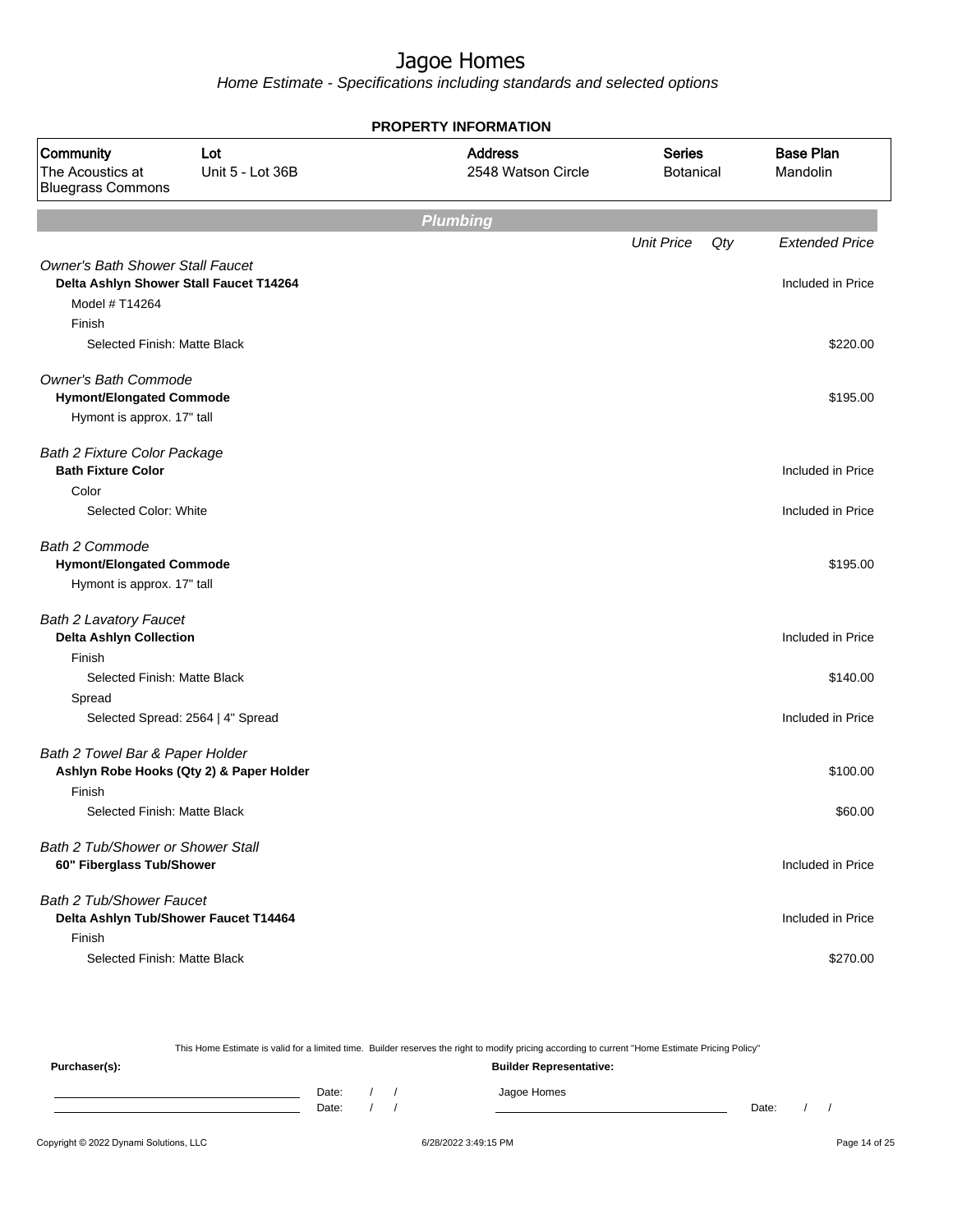# Jagoe Homes

*Home Estimate - Specifications including standards and selected options*

**PROPERTY INFORMATION**

| Community | Lot | Address | Series | Base Plan |
|---|---|---|---|---|
| The Acoustics at Bluegrass Commons | Unit 5 - Lot 36B | 2548 Watson Circle | Botanical | Mandolin |

## Plumbing

| | Unit Price | Qty | Extended Price |
|---|---|---|---|
| *Owner's Bath Shower Stall Faucet* | | | |
| **Delta Ashlyn Shower Stall Faucet T14264** | | | Included in Price |
| Model # T14264 | | | |
| Finish | | | |
| Selected Finish: Matte Black | | | $220.00 |
| *Owner's Bath Commode* | | | |
| **Hymont/Elongated Commode** | | | $195.00 |
| Hymont is approx. 17" tall | | | |
| *Bath 2 Fixture Color Package* | | | |
| **Bath Fixture Color** | | | Included in Price |
| Color | | | |
| Selected Color: White | | | Included in Price |
| *Bath 2 Commode* | | | |
| **Hymont/Elongated Commode** | | | $195.00 |
| Hymont is approx. 17" tall | | | |
| *Bath 2 Lavatory Faucet* | | | |
| **Delta Ashlyn Collection** | | | Included in Price |
| Finish | | | |
| Selected Finish: Matte Black | | | $140.00 |
| Spread | | | |
| Selected Spread: 2564 \| 4" Spread | | | Included in Price |
| *Bath 2 Towel Bar & Paper Holder* | | | |
| **Ashlyn Robe Hooks (Qty 2) & Paper Holder** | | | $100.00 |
| Finish | | | |
| Selected Finish: Matte Black | | | $60.00 |
| *Bath 2 Tub/Shower or Shower Stall* | | | |
| **60" Fiberglass Tub/Shower** | | | Included in Price |
| *Bath 2 Tub/Shower Faucet* | | | |
| **Delta Ashlyn Tub/Shower Faucet T14464** | | | Included in Price |
| Finish | | | |
| Selected Finish: Matte Black | | | $270.00 |

This Home Estimate is valid for a limited time. Builder reserves the right to modify pricing according to current "Home Estimate Pricing Policy"

**Purchaser(s):**

Date: / /

Date: / /

**Builder Representative:**

Jagoe Homes

Date: / /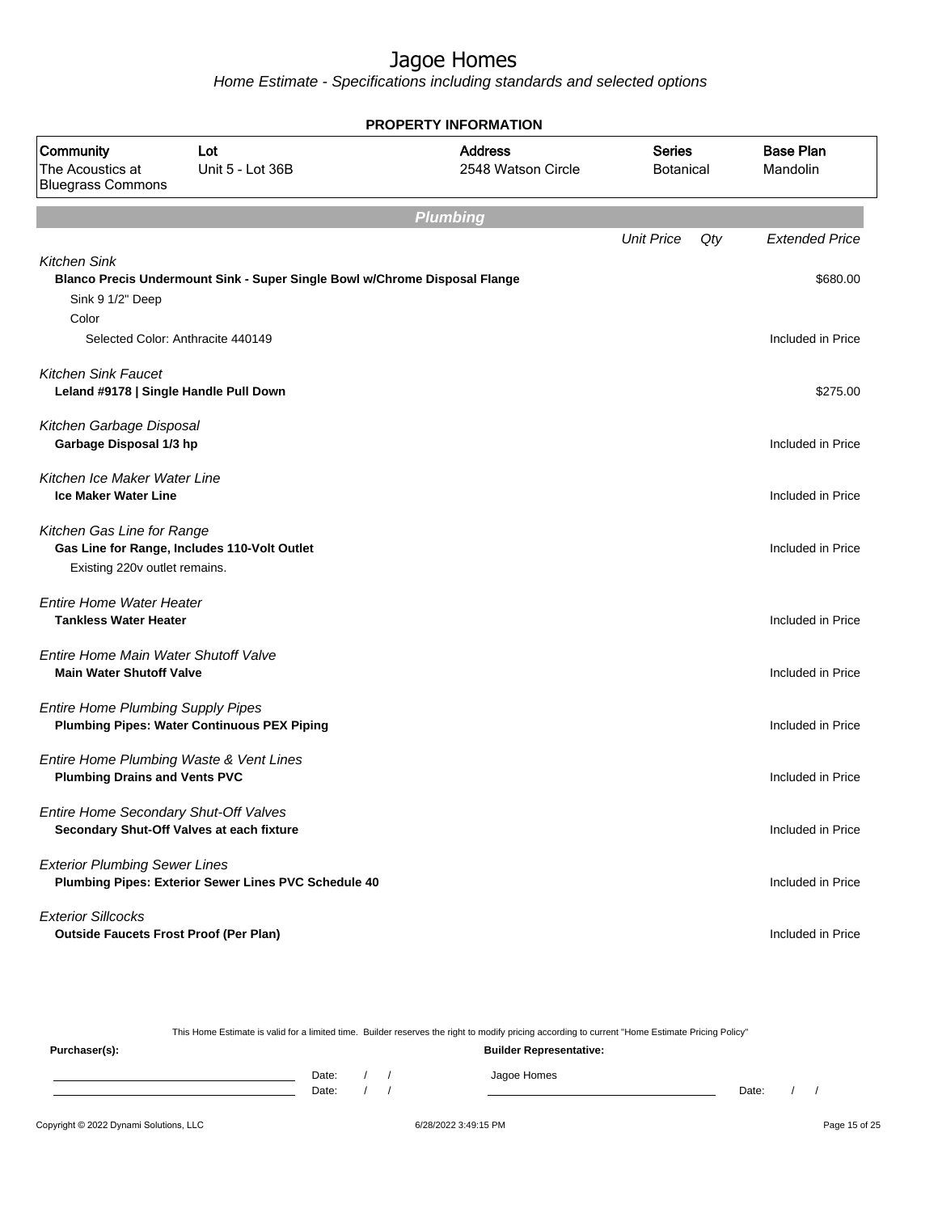# Jagoe Homes

*Home Estimate - Specifications including standards and selected options*

**PROPERTY INFORMATION**

| Community | Lot | Address | Series | Base Plan |
|---|---|---|---|---|
| The Acoustics at Bluegrass Commons | Unit 5 - Lot 36B | 2548 Watson Circle | Botanical | Mandolin |

## Plumbing

| | Unit Price | Qty | Extended Price |
|---|---|---|---|
| *Kitchen Sink* | | | |
| **Blanco Precis Undermount Sink - Super Single Bowl w/Chrome Disposal Flange** | | | $680.00 |
| Sink 9 1/2" Deep | | | |
| Color | | | |
| Selected Color: Anthracite 440149 | | | Included in Price |
| *Kitchen Sink Faucet* | | | |
| **Leland #9178 \| Single Handle Pull Down** | | | $275.00 |
| *Kitchen Garbage Disposal* | | | |
| **Garbage Disposal 1/3 hp** | | | Included in Price |
| *Kitchen Ice Maker Water Line* | | | |
| **Ice Maker Water Line** | | | Included in Price |
| *Kitchen Gas Line for Range* | | | |
| **Gas Line for Range, Includes 110-Volt Outlet** | | | Included in Price |
| Existing 220v outlet remains. | | | |
| *Entire Home Water Heater* | | | |
| **Tankless Water Heater** | | | Included in Price |
| *Entire Home Main Water Shutoff Valve* | | | |
| **Main Water Shutoff Valve** | | | Included in Price |
| *Entire Home Plumbing Supply Pipes* | | | |
| **Plumbing Pipes: Water Continuous PEX Piping** | | | Included in Price |
| *Entire Home Plumbing Waste & Vent Lines* | | | |
| **Plumbing Drains and Vents PVC** | | | Included in Price |
| *Entire Home Secondary Shut-Off Valves* | | | |
| **Secondary Shut-Off Valves at each fixture** | | | Included in Price |
| *Exterior Plumbing Sewer Lines* | | | |
| **Plumbing Pipes: Exterior Sewer Lines PVC Schedule 40** | | | Included in Price |
| *Exterior Sillcocks* | | | |
| **Outside Faucets Frost Proof (Per Plan)** | | | Included in Price |

This Home Estimate is valid for a limited time. Builder reserves the right to modify pricing according to current "Home Estimate Pricing Policy"

**Purchaser(s):**

Date: / /

Date: / /

**Builder Representative:**

Jagoe Homes

Date: / /

Copyright © 2022 Dynami Solutions, LLC

6/28/2022 3:49:15 PM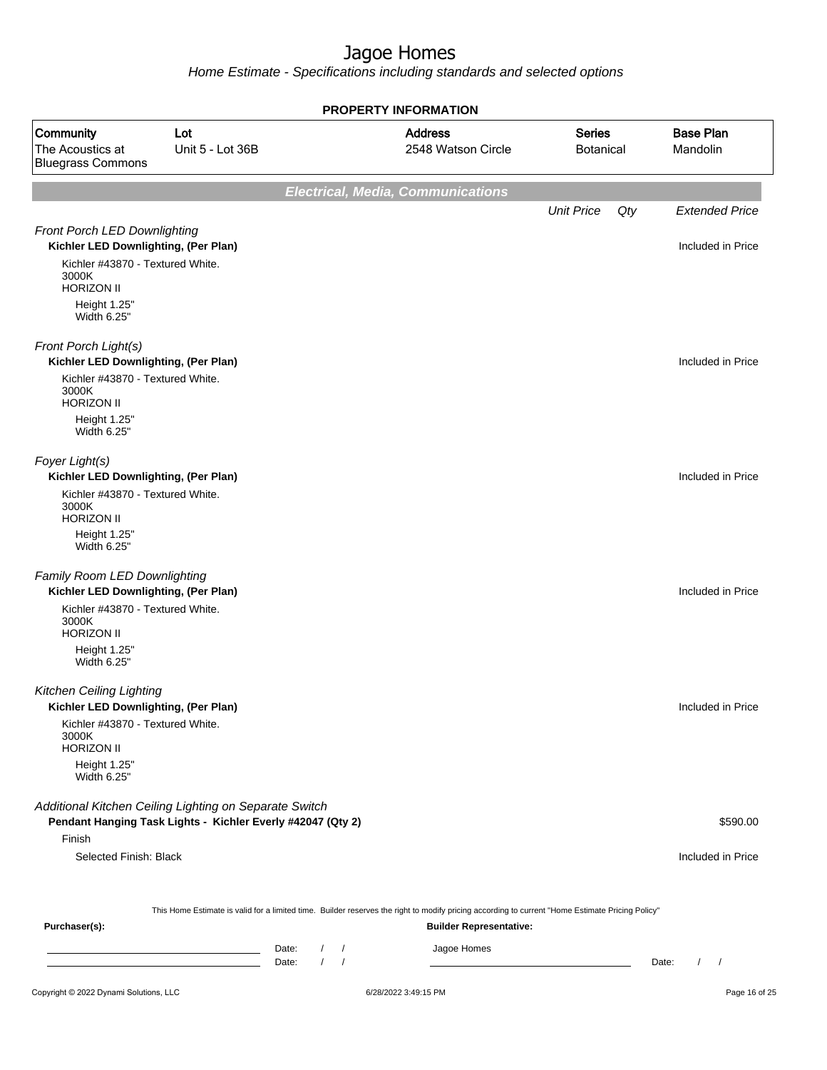# Jagoe Homes

*Home Estimate - Specifications including standards and selected options*

## PROPERTY INFORMATION

| Community | Lot | Address | Series | Base Plan |
|---|---|---|---|---|
| The Acoustics at Bluegrass Commons | Unit 5 - Lot 36B | 2548 Watson Circle | Botanical | Mandolin |

## Electrical, Media, Communications

| | Unit Price | Qty | Extended Price |
|---|---|---|---|
| *Front Porch LED Downlighting* | | | |
| **Kichler LED Downlighting, (Per Plan)** | | | Included in Price |
| Kichler #43870 - Textured White.<br>3000K<br>HORIZON II<br>Height 1.25"<br>Width 6.25" | | | |
| *Front Porch Light(s)* | | | |
| **Kichler LED Downlighting, (Per Plan)** | | | Included in Price |
| Kichler #43870 - Textured White.<br>3000K<br>HORIZON II<br>Height 1.25"<br>Width 6.25" | | | |
| *Foyer Light(s)* | | | |
| **Kichler LED Downlighting, (Per Plan)** | | | Included in Price |
| Kichler #43870 - Textured White.<br>3000K<br>HORIZON II<br>Height 1.25"<br>Width 6.25" | | | |
| *Family Room LED Downlighting* | | | |
| **Kichler LED Downlighting, (Per Plan)** | | | Included in Price |
| Kichler #43870 - Textured White.<br>3000K<br>HORIZON II<br>Height 1.25"<br>Width 6.25" | | | |
| *Kitchen Ceiling Lighting* | | | |
| **Kichler LED Downlighting, (Per Plan)** | | | Included in Price |
| Kichler #43870 - Textured White.<br>3000K<br>HORIZON II<br>Height 1.25"<br>Width 6.25" | | | |
| *Additional Kitchen Ceiling Lighting on Separate Switch* | | | |
| **Pendant Hanging Task Lights - Kichler Everly #42047 (Qty 2)** | | | $590.00 |
| Finish | | | |
| Selected Finish: Black | | | Included in Price |

This Home Estimate is valid for a limited time. Builder reserves the right to modify pricing according to current "Home Estimate Pricing Policy"

**Purchaser(s):**

Date: / /

Date: / /

**Builder Representative:**

Jagoe Homes

Date: / /

Copyright © 2022 Dynami Solutions, LLC — 6/28/2022 3:49:15 PM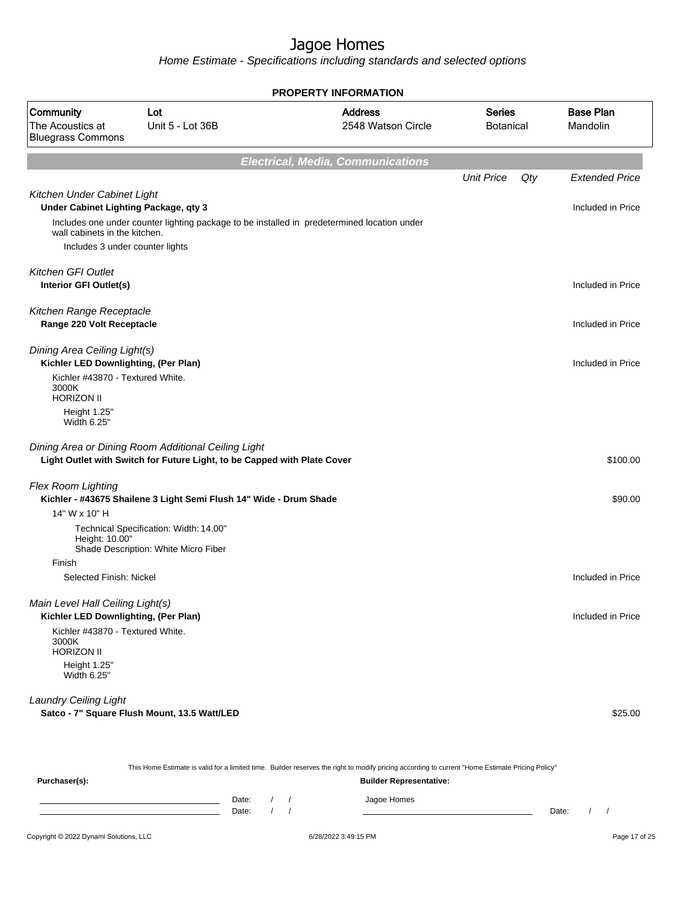# Jagoe Homes

*Home Estimate - Specifications including standards and selected options*

## PROPERTY INFORMATION

| Community | Lot | Address | Series | Base Plan |
|---|---|---|---|---|
| The Acoustics at Bluegrass Commons | Unit 5 - Lot 36B | 2548 Watson Circle | Botanical | Mandolin |

## Electrical, Media, Communications

| | Unit Price | Qty | Extended Price |
|---|---|---|---|
| *Kitchen Under Cabinet Light* | | | |
| **Under Cabinet Lighting Package, qty 3** | | | Included in Price |
| Includes one under counter lighting package to be installed in predetermined location under wall cabinets in the kitchen. | | | |
| Includes 3 under counter lights | | | |
| *Kitchen GFI Outlet* | | | |
| **Interior GFI Outlet(s)** | | | Included in Price |
| *Kitchen Range Receptacle* | | | |
| **Range 220 Volt Receptacle** | | | Included in Price |
| *Dining Area Ceiling Light(s)* | | | |
| **Kichler LED Downlighting, (Per Plan)** | | | Included in Price |
| Kichler #43870 - Textured White. 3000K HORIZON II | | | |
| Height 1.25" Width 6.25" | | | |
| *Dining Area or Dining Room Additional Ceiling Light* | | | |
| **Light Outlet with Switch for Future Light, to be Capped with Plate Cover** | | | $100.00 |
| *Flex Room Lighting* | | | |
| **Kichler - #43675 Shailene 3 Light Semi Flush 14" Wide - Drum Shade** | | | $90.00 |
| 14" W x 10" H | | | |
| Technical Specification: Width: 14.00" Height: 10.00" Shade Description: White Micro Fiber | | | |
| Finish | | | |
| Selected Finish: Nickel | | | Included in Price |
| *Main Level Hall Ceiling Light(s)* | | | |
| **Kichler LED Downlighting, (Per Plan)** | | | Included in Price |
| Kichler #43870 - Textured White. 3000K HORIZON II | | | |
| Height 1.25" Width 6.25" | | | |
| *Laundry Ceiling Light* | | | |
| **Satco - 7" Square Flush Mount, 13.5 Watt/LED** | | | $25.00 |

This Home Estimate is valid for a limited time. Builder reserves the right to modify pricing according to current "Home Estimate Pricing Policy"

**Purchaser(s):**

Date: / /

Date: / /

**Builder Representative:**

Jagoe Homes

Date: / /

Copyright © 2022 Dynami Solutions, LLC

6/28/2022 3:49:15 PM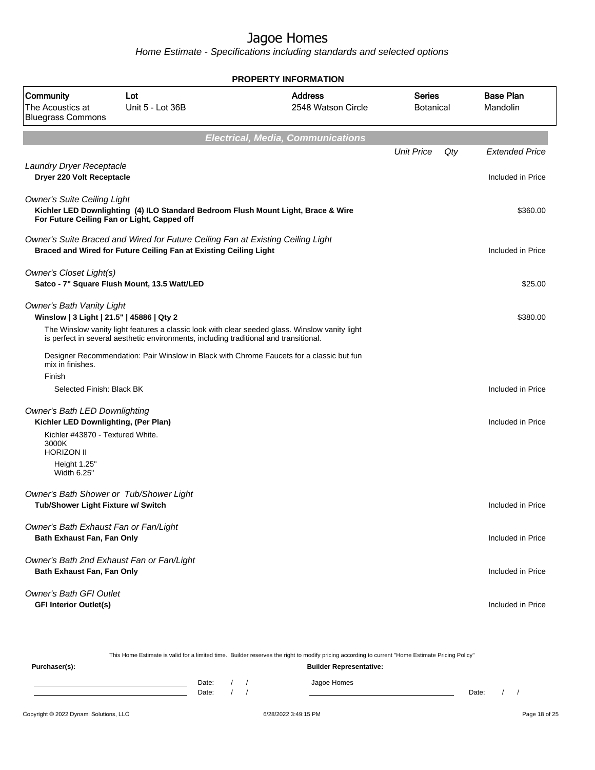# Jagoe Homes

Home Estimate - Specifications including standards and selected options

**PROPERTY INFORMATION**

| Community | Lot | Address | Series | Base Plan |
|---|---|---|---|---|
| The Acoustics at Bluegrass Commons | Unit 5 - Lot 36B | 2548 Watson Circle | Botanical | Mandolin |

## Electrical, Media, Communications

| | Unit Price | Qty | Extended Price |
|---|---|---|---|
| *Laundry Dryer Receptacle* | | | |
| **Dryer 220 Volt Receptacle** | | | Included in Price |
| *Owner's Suite Ceiling Light* | | | |
| **Kichler LED Downlighting (4) ILO Standard Bedroom Flush Mount Light, Brace & Wire For Future Ceiling Fan or Light, Capped off** | | | $360.00 |
| *Owner's Suite Braced and Wired for Future Ceiling Fan at Existing Ceiling Light* | | | |
| **Braced and Wired for Future Ceiling Fan at Existing Ceiling Light** | | | Included in Price |
| *Owner's Closet Light(s)* | | | |
| **Satco - 7" Square Flush Mount, 13.5 Watt/LED** | | | $25.00 |
| *Owner's Bath Vanity Light* | | | |
| **Winslow \| 3 Light \| 21.5" \| 45886 \| Qty 2** | | | $380.00 |
| The Winslow vanity light features a classic look with clear seeded glass. Winslow vanity light is perfect in several aesthetic environments, including traditional and transitional. | | | |
| Designer Recommendation: Pair Winslow in Black with Chrome Faucets for a classic but fun mix in finishes. | | | |
| Finish | | | |
| Selected Finish: Black BK | | | Included in Price |
| *Owner's Bath LED Downlighting* | | | |
| **Kichler LED Downlighting, (Per Plan)** | | | Included in Price |
| Kichler #43870 - Textured White.<br>3000K<br>HORIZON II<br>Height 1.25"<br>Width 6.25" | | | |
| *Owner's Bath Shower or Tub/Shower Light* | | | |
| **Tub/Shower Light Fixture w/ Switch** | | | Included in Price |
| *Owner's Bath Exhaust Fan or Fan/Light* | | | |
| **Bath Exhaust Fan, Fan Only** | | | Included in Price |
| *Owner's Bath 2nd Exhaust Fan or Fan/Light* | | | |
| **Bath Exhaust Fan, Fan Only** | | | Included in Price |
| *Owner's Bath GFI Outlet* | | | |
| **GFI Interior Outlet(s)** | | | Included in Price |

This Home Estimate is valid for a limited time. Builder reserves the right to modify pricing according to current "Home Estimate Pricing Policy"

**Purchaser(s):** Date: / / Date: / /

**Builder Representative:** Jagoe Homes Date: / /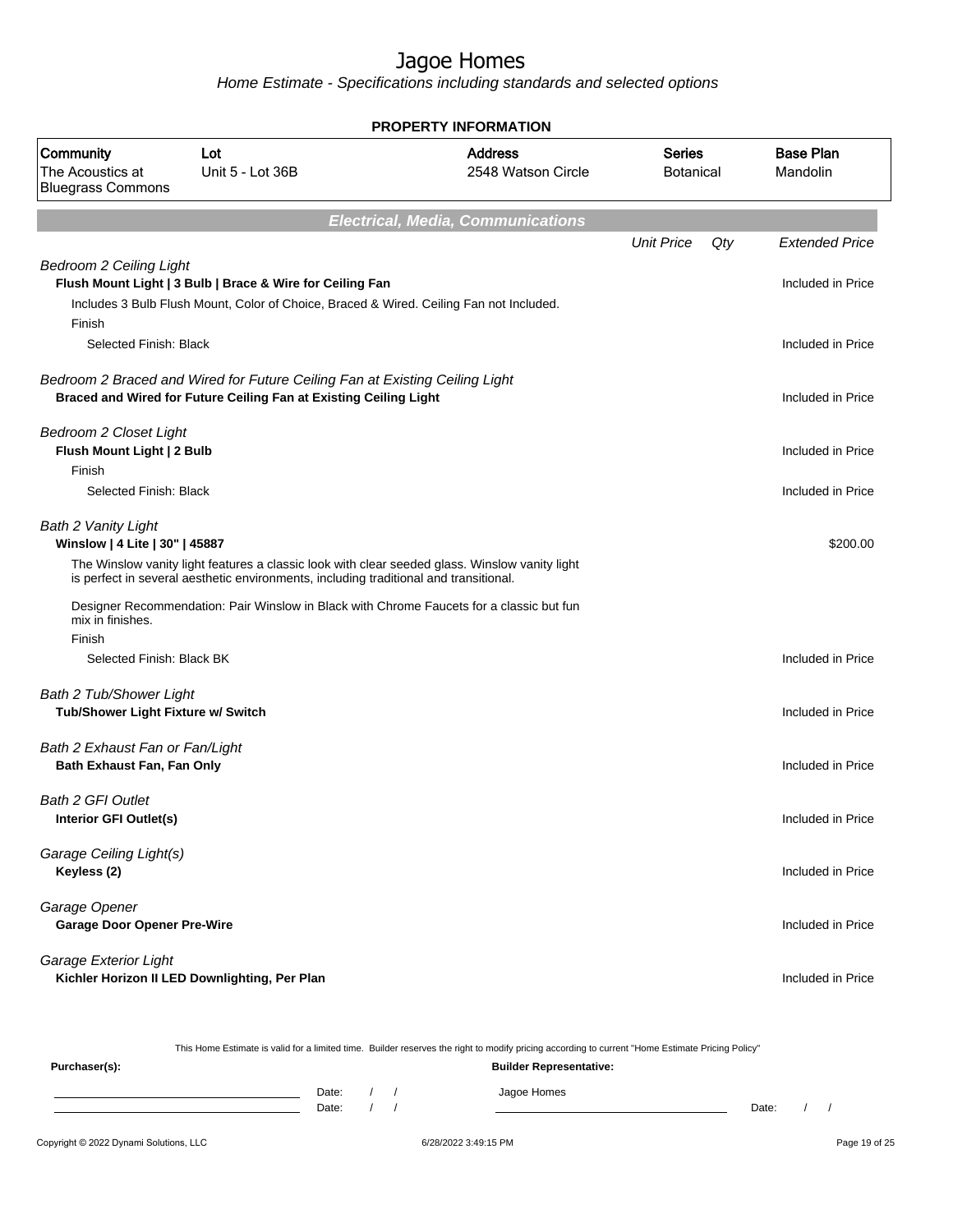# Jagoe Homes

*Home Estimate - Specifications including standards and selected options*

**PROPERTY INFORMATION**

| Community | Lot | Address | Series | Base Plan |
|---|---|---|---|---|
| The Acoustics at Bluegrass Commons | Unit 5 - Lot 36B | 2548 Watson Circle | Botanical | Mandolin |

## *Electrical, Media, Communications*

| | Unit Price | Qty | Extended Price |
|---|---|---|---|
| *Bedroom 2 Ceiling Light* | | | |
| **Flush Mount Light \| 3 Bulb \| Brace & Wire for Ceiling Fan** | | | Included in Price |
| Includes 3 Bulb Flush Mount, Color of Choice, Braced & Wired. Ceiling Fan not Included. | | | |
| Finish | | | |
| Selected Finish: Black | | | Included in Price |
| *Bedroom 2 Braced and Wired for Future Ceiling Fan at Existing Ceiling Light* | | | |
| **Braced and Wired for Future Ceiling Fan at Existing Ceiling Light** | | | Included in Price |
| *Bedroom 2 Closet Light* | | | |
| **Flush Mount Light \| 2 Bulb** | | | Included in Price |
| Finish | | | |
| Selected Finish: Black | | | Included in Price |
| *Bath 2 Vanity Light* | | | |
| **Winslow \| 4 Lite \| 30" \| 45887** | | | $200.00 |
| The Winslow vanity light features a classic look with clear seeded glass. Winslow vanity light is perfect in several aesthetic environments, including traditional and transitional. | | | |
| Designer Recommendation: Pair Winslow in Black with Chrome Faucets for a classic but fun mix in finishes. | | | |
| Finish | | | |
| Selected Finish: Black BK | | | Included in Price |
| *Bath 2 Tub/Shower Light* | | | |
| **Tub/Shower Light Fixture w/ Switch** | | | Included in Price |
| *Bath 2 Exhaust Fan or Fan/Light* | | | |
| **Bath Exhaust Fan, Fan Only** | | | Included in Price |
| *Bath 2 GFI Outlet* | | | |
| **Interior GFI Outlet(s)** | | | Included in Price |
| *Garage Ceiling Light(s)* | | | |
| **Keyless (2)** | | | Included in Price |
| *Garage Opener* | | | |
| **Garage Door Opener Pre-Wire** | | | Included in Price |
| *Garage Exterior Light* | | | |
| **Kichler Horizon II LED Downlighting, Per Plan** | | | Included in Price |

This Home Estimate is valid for a limited time. Builder reserves the right to modify pricing according to current "Home Estimate Pricing Policy"

**Purchaser(s):**

Date: / /

Date: / /

**Builder Representative:**

Jagoe Homes

Date: / /

Copyright © 2022 Dynami Solutions, LLC

6/28/2022 3:49:15 PM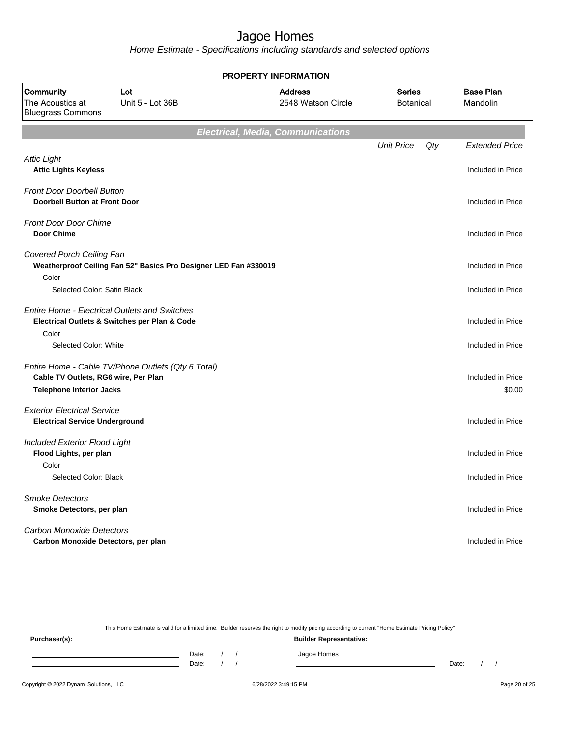# Jagoe Homes

*Home Estimate - Specifications including standards and selected options*

**PROPERTY INFORMATION**

| Community | Lot | Address | Series | Base Plan |
|---|---|---|---|---|
| The Acoustics at Bluegrass Commons | Unit 5 - Lot 36B | 2548 Watson Circle | Botanical | Mandolin |

## Electrical, Media, Communications

| | Unit Price | Qty | Extended Price |
|---|---|---|---|
| *Attic Light* | | | |
| **Attic Lights Keyless** | | | Included in Price |
| *Front Door Doorbell Button* | | | |
| **Doorbell Button at Front Door** | | | Included in Price |
| *Front Door Door Chime* | | | |
| **Door Chime** | | | Included in Price |
| *Covered Porch Ceiling Fan* | | | |
| **Weatherproof Ceiling Fan 52" Basics Pro Designer LED Fan #330019** | | | Included in Price |
| Color | | | |
| Selected Color: Satin Black | | | Included in Price |
| *Entire Home - Electrical Outlets and Switches* | | | |
| **Electrical Outlets & Switches per Plan & Code** | | | Included in Price |
| Color | | | |
| Selected Color: White | | | Included in Price |
| *Entire Home - Cable TV/Phone Outlets (Qty 6 Total)* | | | |
| **Cable TV Outlets, RG6 wire, Per Plan** | | | Included in Price |
| **Telephone Interior Jacks** | | | $0.00 |
| *Exterior Electrical Service* | | | |
| **Electrical Service Underground** | | | Included in Price |
| *Included Exterior Flood Light* | | | |
| **Flood Lights, per plan** | | | Included in Price |
| Color | | | |
| Selected Color: Black | | | Included in Price |
| *Smoke Detectors* | | | |
| **Smoke Detectors, per plan** | | | Included in Price |
| *Carbon Monoxide Detectors* | | | |
| **Carbon Monoxide Detectors, per plan** | | | Included in Price |

This Home Estimate is valid for a limited time. Builder reserves the right to modify pricing according to current "Home Estimate Pricing Policy"

**Purchaser(s):**

Date: / /

Date: / /

**Builder Representative:**

Jagoe Homes

Date: / /

Copyright © 2022 Dynami Solutions, LLC

6/28/2022 3:49:15 PM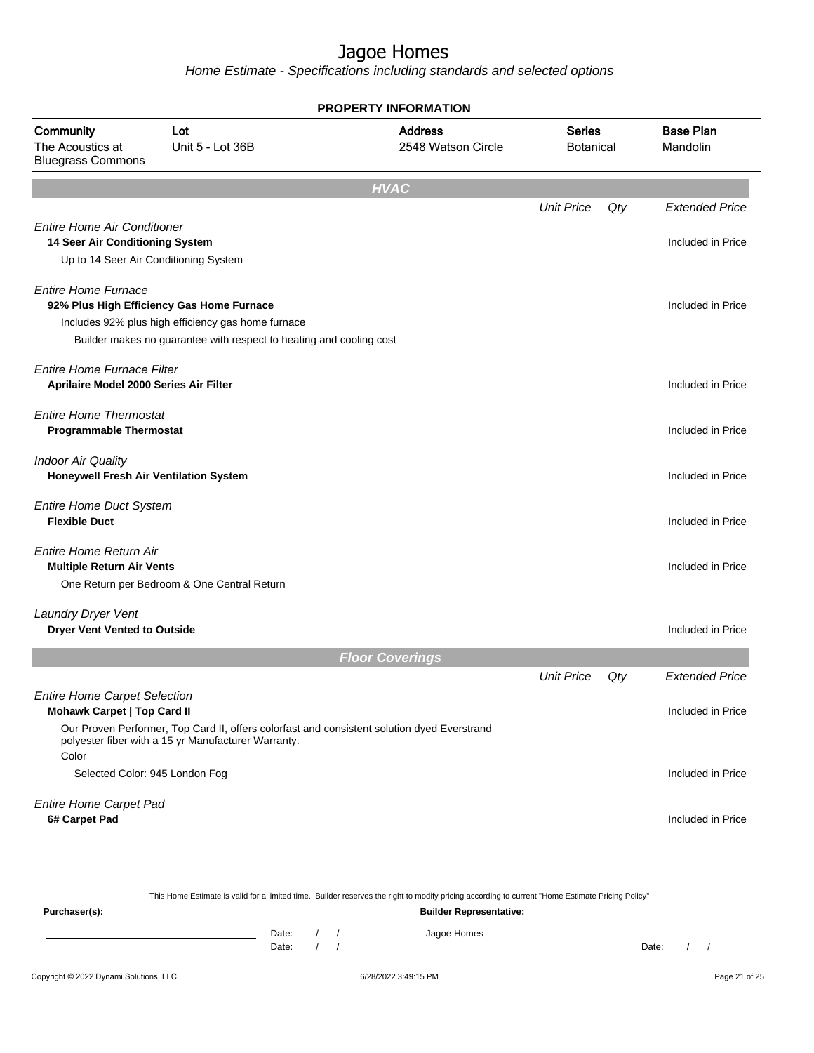# Jagoe Homes

Home Estimate - Specifications including standards and selected options

**PROPERTY INFORMATION**

| Community | Lot | Address | Series | Base Plan |
|---|---|---|---|---|
| The Acoustics at Bluegrass Commons | Unit 5 - Lot 36B | 2548 Watson Circle | Botanical | Mandolin |

## HVAC

| | Unit Price | Qty | Extended Price |
|---|---|---|---|
| *Entire Home Air Conditioner* | | | |
| **14 Seer Air Conditioning System** | | | Included in Price |
| Up to 14 Seer Air Conditioning System | | | |
| *Entire Home Furnace* | | | |
| **92% Plus High Efficiency Gas Home Furnace** | | | Included in Price |
| Includes 92% plus high efficiency gas home furnace | | | |
| Builder makes no guarantee with respect to heating and cooling cost | | | |
| *Entire Home Furnace Filter* | | | |
| **Aprilaire Model 2000 Series Air Filter** | | | Included in Price |
| *Entire Home Thermostat* | | | |
| **Programmable Thermostat** | | | Included in Price |
| *Indoor Air Quality* | | | |
| **Honeywell Fresh Air Ventilation System** | | | Included in Price |
| *Entire Home Duct System* | | | |
| **Flexible Duct** | | | Included in Price |
| *Entire Home Return Air* | | | |
| **Multiple Return Air Vents** | | | Included in Price |
| One Return per Bedroom & One Central Return | | | |
| *Laundry Dryer Vent* | | | |
| **Dryer Vent Vented to Outside** | | | Included in Price |

## Floor Coverings

| | Unit Price | Qty | Extended Price |
|---|---|---|---|
| *Entire Home Carpet Selection* | | | |
| **Mohawk Carpet \| Top Card II** | | | Included in Price |
| Our Proven Performer, Top Card II, offers colorfast and consistent solution dyed Everstrand polyester fiber with a 15 yr Manufacturer Warranty. | | | |
| Color | | | |
| Selected Color: 945 London Fog | | | Included in Price |
| *Entire Home Carpet Pad* | | | |
| **6# Carpet Pad** | | | Included in Price |

This Home Estimate is valid for a limited time. Builder reserves the right to modify pricing according to current "Home Estimate Pricing Policy"

**Purchaser(s):** **Builder Representative:**

Date: / /
Date: / /

Jagoe Homes

Date: / /

Copyright © 2022 Dynami Solutions, LLC 6/28/2022 3:49:15 PM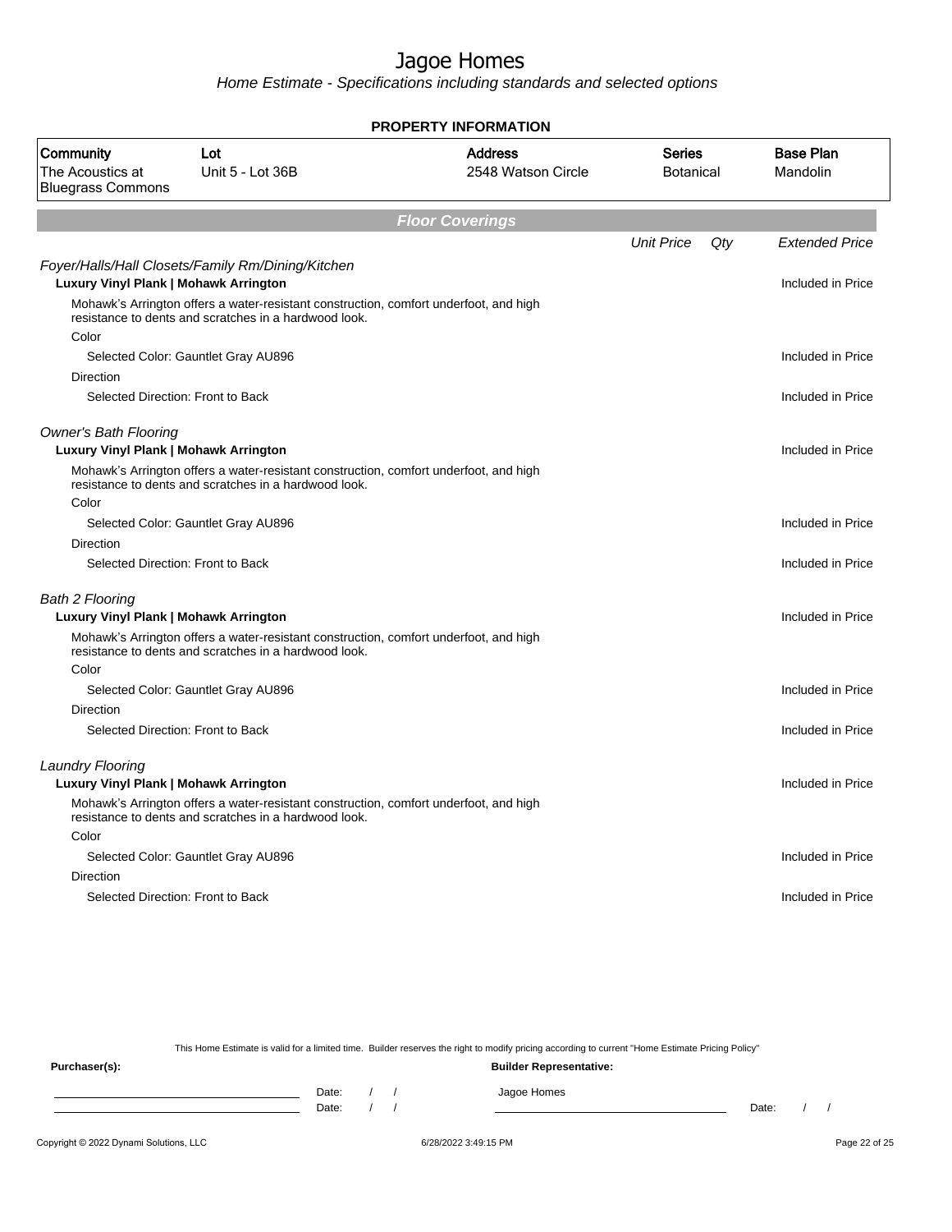# Jagoe Homes

*Home Estimate - Specifications including standards and selected options*

**PROPERTY INFORMATION**

| Community | Lot | Address | Series | Base Plan |
|---|---|---|---|---|
| The Acoustics at Bluegrass Commons | Unit 5 - Lot 36B | 2548 Watson Circle | Botanical | Mandolin |

## Floor Coverings

| | Unit Price | Qty | Extended Price |
|---|---|---|---|
| *Foyer/Halls/Hall Closets/Family Rm/Dining/Kitchen* | | | |
| **Luxury Vinyl Plank \| Mohawk Arrington** | | | Included in Price |
| Mohawk's Arrington offers a water-resistant construction, comfort underfoot, and high resistance to dents and scratches in a hardwood look. | | | |
| Color | | | |
| Selected Color: Gauntlet Gray AU896 | | | Included in Price |
| Direction | | | |
| Selected Direction: Front to Back | | | Included in Price |
| *Owner's Bath Flooring* | | | |
| **Luxury Vinyl Plank \| Mohawk Arrington** | | | Included in Price |
| Mohawk's Arrington offers a water-resistant construction, comfort underfoot, and high resistance to dents and scratches in a hardwood look. | | | |
| Color | | | |
| Selected Color: Gauntlet Gray AU896 | | | Included in Price |
| Direction | | | |
| Selected Direction: Front to Back | | | Included in Price |
| *Bath 2 Flooring* | | | |
| **Luxury Vinyl Plank \| Mohawk Arrington** | | | Included in Price |
| Mohawk's Arrington offers a water-resistant construction, comfort underfoot, and high resistance to dents and scratches in a hardwood look. | | | |
| Color | | | |
| Selected Color: Gauntlet Gray AU896 | | | Included in Price |
| Direction | | | |
| Selected Direction: Front to Back | | | Included in Price |
| *Laundry Flooring* | | | |
| **Luxury Vinyl Plank \| Mohawk Arrington** | | | Included in Price |
| Mohawk's Arrington offers a water-resistant construction, comfort underfoot, and high resistance to dents and scratches in a hardwood look. | | | |
| Color | | | |
| Selected Color: Gauntlet Gray AU896 | | | Included in Price |
| Direction | | | |
| Selected Direction: Front to Back | | | Included in Price |

This Home Estimate is valid for a limited time. Builder reserves the right to modify pricing according to current "Home Estimate Pricing Policy"

**Purchaser(s):**

Date: / /

Date: / /

**Builder Representative:**

Jagoe Homes

Date: / /

Copyright © 2022 Dynami Solutions, LLC — 6/28/2022 3:49:15 PM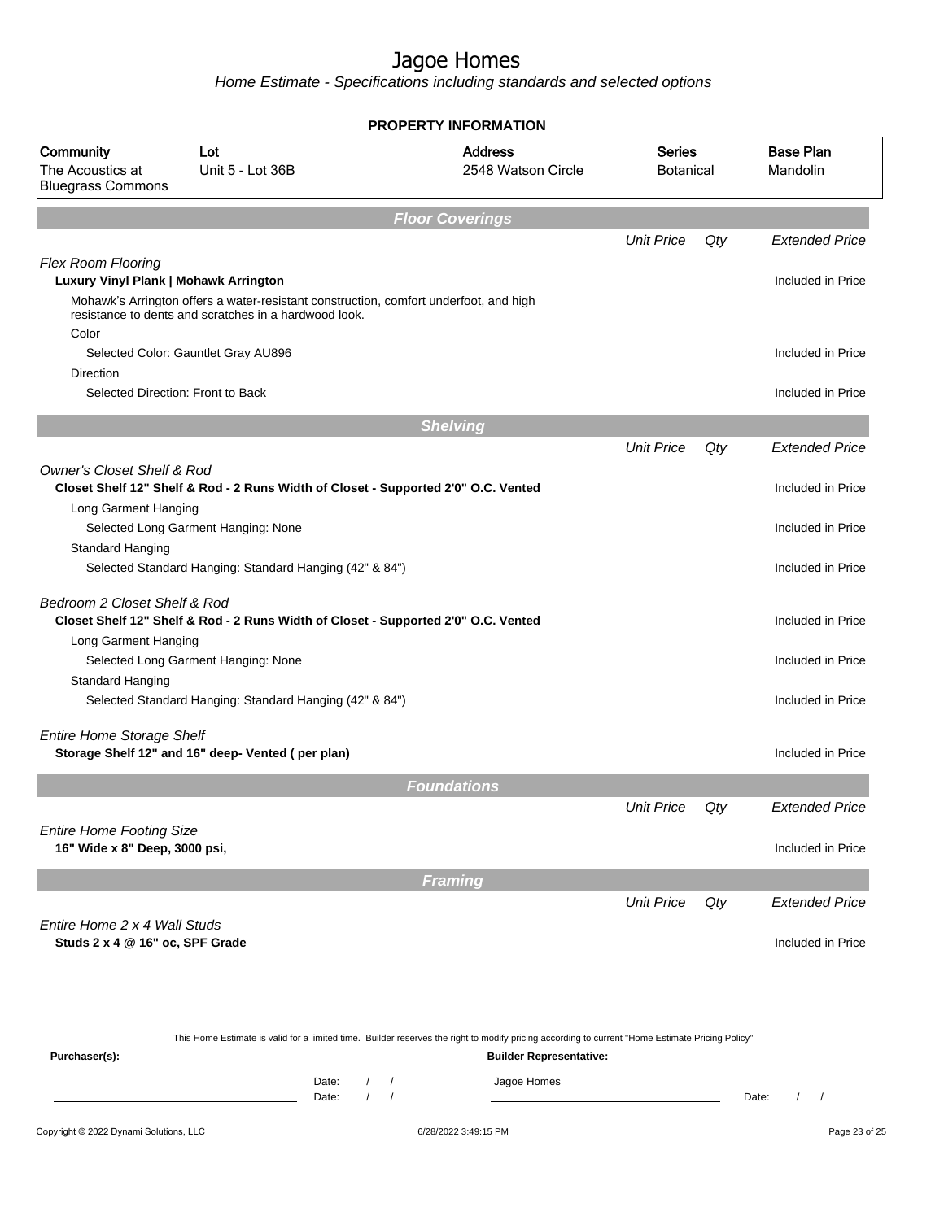# Jagoe Homes

*Home Estimate - Specifications including standards and selected options*

**PROPERTY INFORMATION**

| Community | Lot | Address | Series | Base Plan |
|---|---|---|---|---|
| The Acoustics at Bluegrass Commons | Unit 5 - Lot 36B | 2548 Watson Circle | Botanical | Mandolin |

## *Floor Coverings*

| | Unit Price | Qty | Extended Price |
|---|---|---|---|
| *Flex Room Flooring* | | | |
| **Luxury Vinyl Plank \| Mohawk Arrington** | | | Included in Price |
| Mohawk's Arrington offers a water-resistant construction, comfort underfoot, and high resistance to dents and scratches in a hardwood look. | | | |
| Color | | | |
| Selected Color: Gauntlet Gray AU896 | | | Included in Price |
| Direction | | | |
| Selected Direction: Front to Back | | | Included in Price |

## *Shelving*

| | Unit Price | Qty | Extended Price |
|---|---|---|---|
| *Owner's Closet Shelf & Rod* | | | |
| **Closet Shelf 12" Shelf & Rod - 2 Runs Width of Closet - Supported 2'0" O.C. Vented** | | | Included in Price |
| Long Garment Hanging | | | |
| Selected Long Garment Hanging: None | | | Included in Price |
| Standard Hanging | | | |
| Selected Standard Hanging: Standard Hanging (42" & 84") | | | Included in Price |
| *Bedroom 2 Closet Shelf & Rod* | | | |
| **Closet Shelf 12" Shelf & Rod - 2 Runs Width of Closet - Supported 2'0" O.C. Vented** | | | Included in Price |
| Long Garment Hanging | | | |
| Selected Long Garment Hanging: None | | | Included in Price |
| Standard Hanging | | | |
| Selected Standard Hanging: Standard Hanging (42" & 84") | | | Included in Price |
| *Entire Home Storage Shelf* | | | |
| **Storage Shelf 12" and 16" deep- Vented ( per plan)** | | | Included in Price |

## *Foundations*

| | Unit Price | Qty | Extended Price |
|---|---|---|---|
| *Entire Home Footing Size* | | | |
| **16" Wide x 8" Deep, 3000 psi,** | | | Included in Price |

## *Framing*

| | Unit Price | Qty | Extended Price |
|---|---|---|---|
| *Entire Home 2 x 4 Wall Studs* | | | |
| **Studs 2 x 4 @ 16" oc, SPF Grade** | | | Included in Price |

This Home Estimate is valid for a limited time. Builder reserves the right to modify pricing according to current "Home Estimate Pricing Policy"

**Purchaser(s):** **Builder Representative:**

Date: / / Jagoe Homes
Date: / / Date: / /

Copyright © 2022 Dynami Solutions, LLC 6/28/2022 3:49:15 PM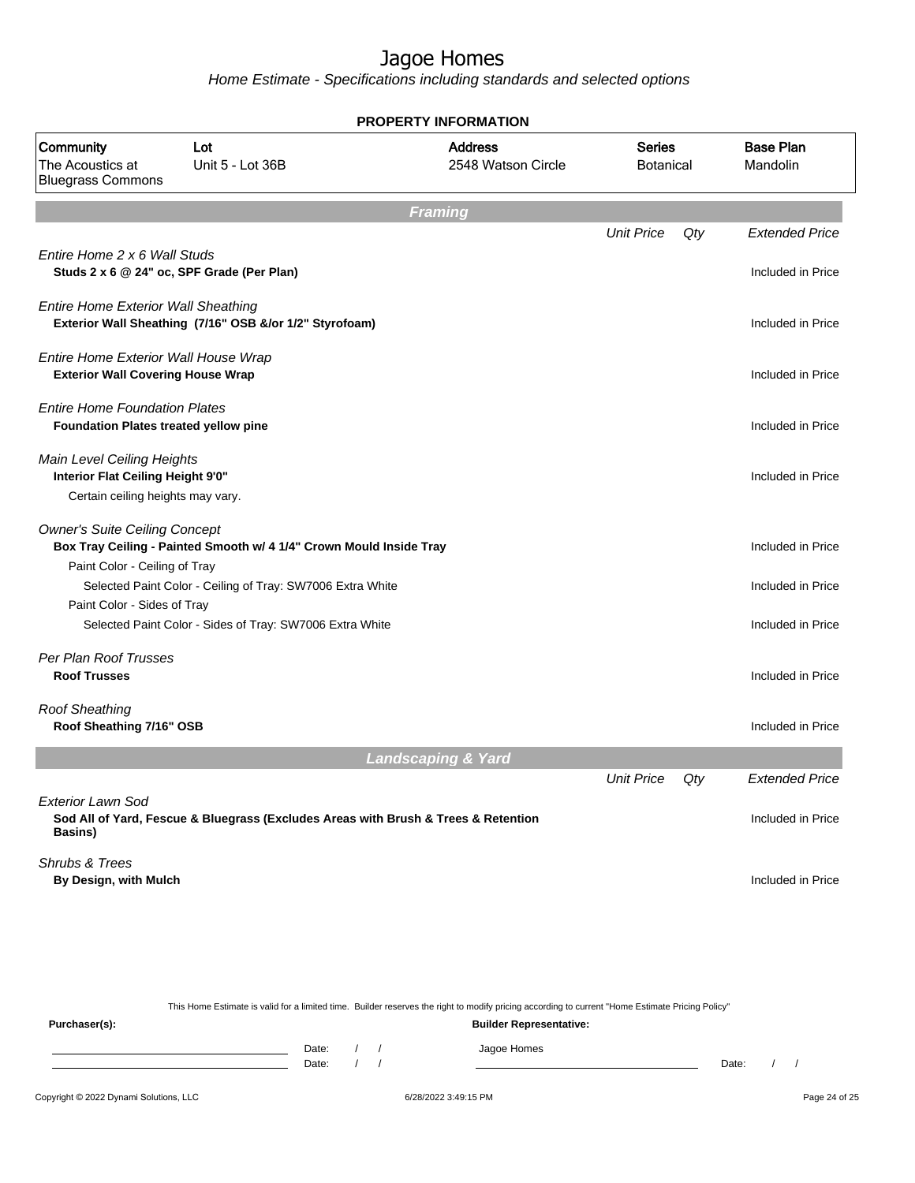# Jagoe Homes

*Home Estimate - Specifications including standards and selected options*

## PROPERTY INFORMATION

| Community | Lot | Address | Series | Base Plan |
|---|---|---|---|---|
| The Acoustics at Bluegrass Commons | Unit 5 - Lot 36B | 2548 Watson Circle | Botanical | Mandolin |

## Framing

| | Unit Price | Qty | Extended Price |
|---|---|---|---|
| *Entire Home 2 x 6 Wall Studs* | | | |
| **Studs 2 x 6 @ 24" oc, SPF Grade (Per Plan)** | | | Included in Price |
| *Entire Home Exterior Wall Sheathing* | | | |
| **Exterior Wall Sheathing (7/16" OSB &/or 1/2" Styrofoam)** | | | Included in Price |
| *Entire Home Exterior Wall House Wrap* | | | |
| **Exterior Wall Covering House Wrap** | | | Included in Price |
| *Entire Home Foundation Plates* | | | |
| **Foundation Plates treated yellow pine** | | | Included in Price |
| *Main Level Ceiling Heights* | | | |
| **Interior Flat Ceiling Height 9'0"** | | | Included in Price |
| Certain ceiling heights may vary. | | | |
| *Owner's Suite Ceiling Concept* | | | |
| **Box Tray Ceiling - Painted Smooth w/ 4 1/4" Crown Mould Inside Tray** | | | Included in Price |
| Paint Color - Ceiling of Tray | | | |
| Selected Paint Color - Ceiling of Tray: SW7006 Extra White | | | Included in Price |
| Paint Color - Sides of Tray | | | |
| Selected Paint Color - Sides of Tray: SW7006 Extra White | | | Included in Price |
| *Per Plan Roof Trusses* | | | |
| **Roof Trusses** | | | Included in Price |
| *Roof Sheathing* | | | |
| **Roof Sheathing 7/16" OSB** | | | Included in Price |

## Landscaping & Yard

| | Unit Price | Qty | Extended Price |
|---|---|---|---|
| *Exterior Lawn Sod* | | | |
| **Sod All of Yard, Fescue & Bluegrass (Excludes Areas with Brush & Trees & Retention Basins)** | | | Included in Price |
| *Shrubs & Trees* | | | |
| **By Design, with Mulch** | | | Included in Price |

This Home Estimate is valid for a limited time. Builder reserves the right to modify pricing according to current "Home Estimate Pricing Policy"

**Purchaser(s):**

Date: / /

Date: / /

**Builder Representative:**

Jagoe Homes

Date: / /

Copyright © 2022 Dynami Solutions, LLC 6/28/2022 3:49:15 PM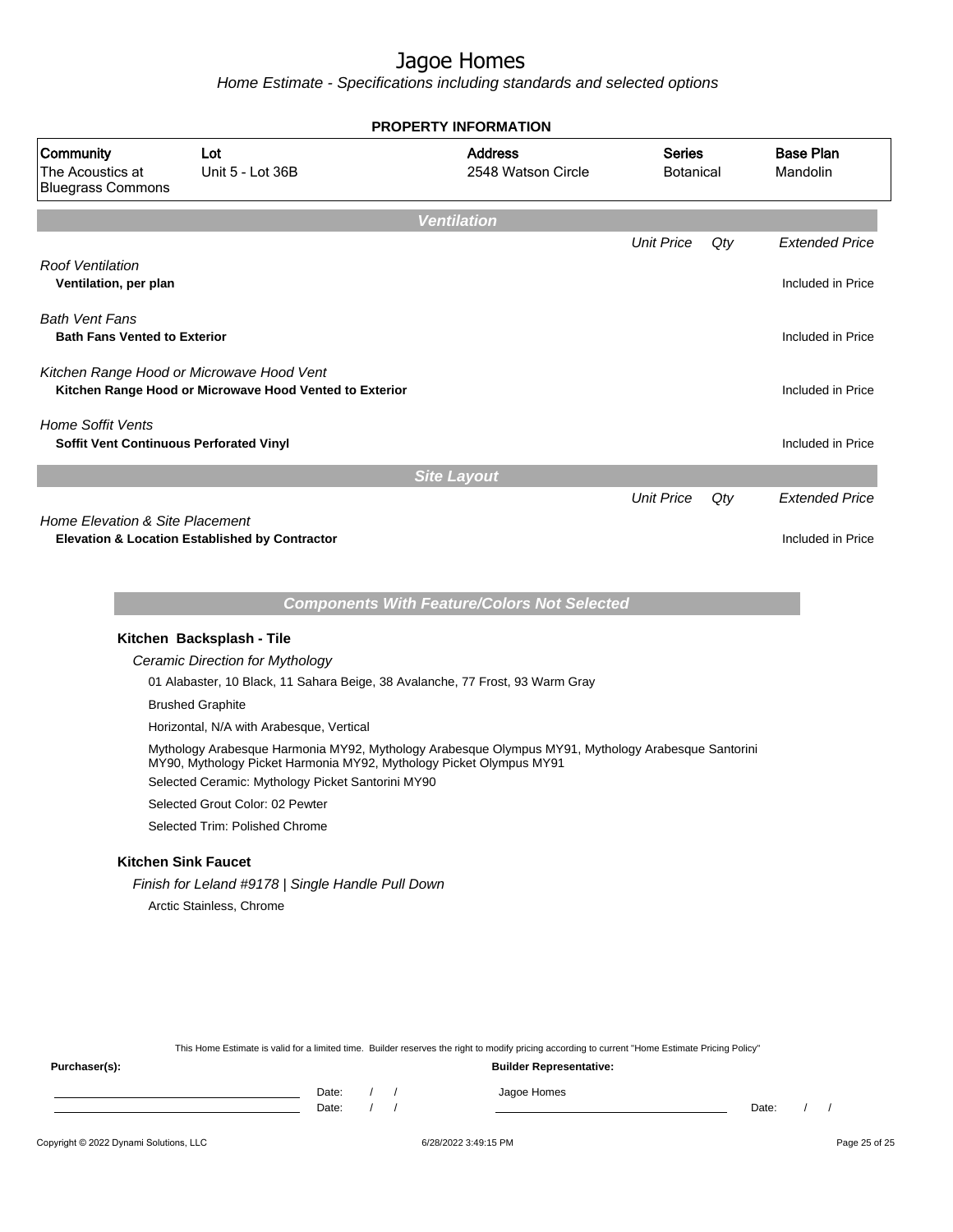# Jagoe Homes

*Home Estimate - Specifications including standards and selected options*

**PROPERTY INFORMATION**

| Community | Lot | Address | Series | Base Plan |
|---|---|---|---|---|
| The Acoustics at Bluegrass Commons | Unit 5 - Lot 36B | 2548 Watson Circle | Botanical | Mandolin |

## Ventilation

| | Unit Price | Qty | Extended Price |
|---|---|---|---|
| *Roof Ventilation* | | | |
| **Ventilation, per plan** | | | Included in Price |
| *Bath Vent Fans* | | | |
| **Bath Fans Vented to Exterior** | | | Included in Price |
| *Kitchen Range Hood or Microwave Hood Vent* | | | |
| **Kitchen Range Hood or Microwave Hood Vented to Exterior** | | | Included in Price |
| *Home Soffit Vents* | | | |
| **Soffit Vent Continuous Perforated Vinyl** | | | Included in Price |

## Site Layout

| | Unit Price | Qty | Extended Price |
|---|---|---|---|
| *Home Elevation & Site Placement* | | | |
| **Elevation & Location Established by Contractor** | | | Included in Price |

## Components With Feature/Colors Not Selected

### Kitchen Backsplash - Tile

*Ceramic Direction for Mythology*

01 Alabaster, 10 Black, 11 Sahara Beige, 38 Avalanche, 77 Frost, 93 Warm Gray

Brushed Graphite

Horizontal, N/A with Arabesque, Vertical

Mythology Arabesque Harmonia MY92, Mythology Arabesque Olympus MY91, Mythology Arabesque Santorini MY90, Mythology Picket Harmonia MY92, Mythology Picket Olympus MY91

Selected Ceramic: Mythology Picket Santorini MY90

Selected Grout Color: 02 Pewter

Selected Trim: Polished Chrome

### Kitchen Sink Faucet

*Finish for Leland #9178 | Single Handle Pull Down*

Arctic Stainless, Chrome

This Home Estimate is valid for a limited time. Builder reserves the right to modify pricing according to current "Home Estimate Pricing Policy"

| Purchaser(s): | | Builder Representative: | |
|---|---|---|---|
| ______________________ | Date: / / | Jagoe Homes | |
| ______________________ | Date: / / | ______________________ | Date: / / |

Copyright © 2022 Dynami Solutions, LLC 6/28/2022 3:49:15 PM